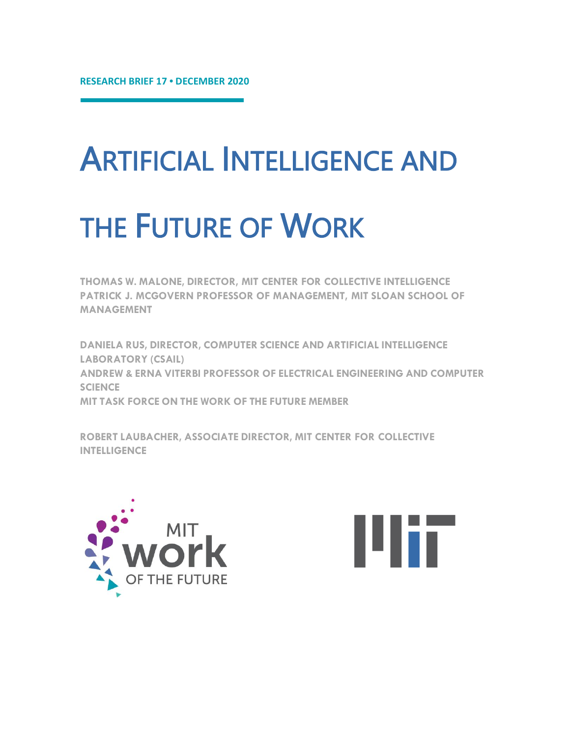**RESEARCH BRIEF 17 • DECEMBER 2020**

# ARTIFICIAL INTELLIGENCE AND THE FUTURE OF WORK

**THOMAS W. MALONE, DIRECTOR, MIT CENTER FOR COLLECTIVE INTELLIGENCE**
**PATRICK J. MCGOVERN PROFESSOR OF MANAGEMENT, MIT SLOAN SCHOOL OF MANAGEMENT**

**DANIELA RUS, DIRECTOR, COMPUTER SCIENCE AND ARTIFICIAL INTELLIGENCE LABORATORY (CSAIL)**
**ANDREW & ERNA VITERBI PROFESSOR OF ELECTRICAL ENGINEERING AND COMPUTER SCIENCE**
**MIT TASK FORCE ON THE WORK OF THE FUTURE MEMBER**

**ROBERT LAUBACHER, ASSOCIATE DIRECTOR, MIT CENTER FOR COLLECTIVE INTELLIGENCE**

MIT work OF THE FUTURE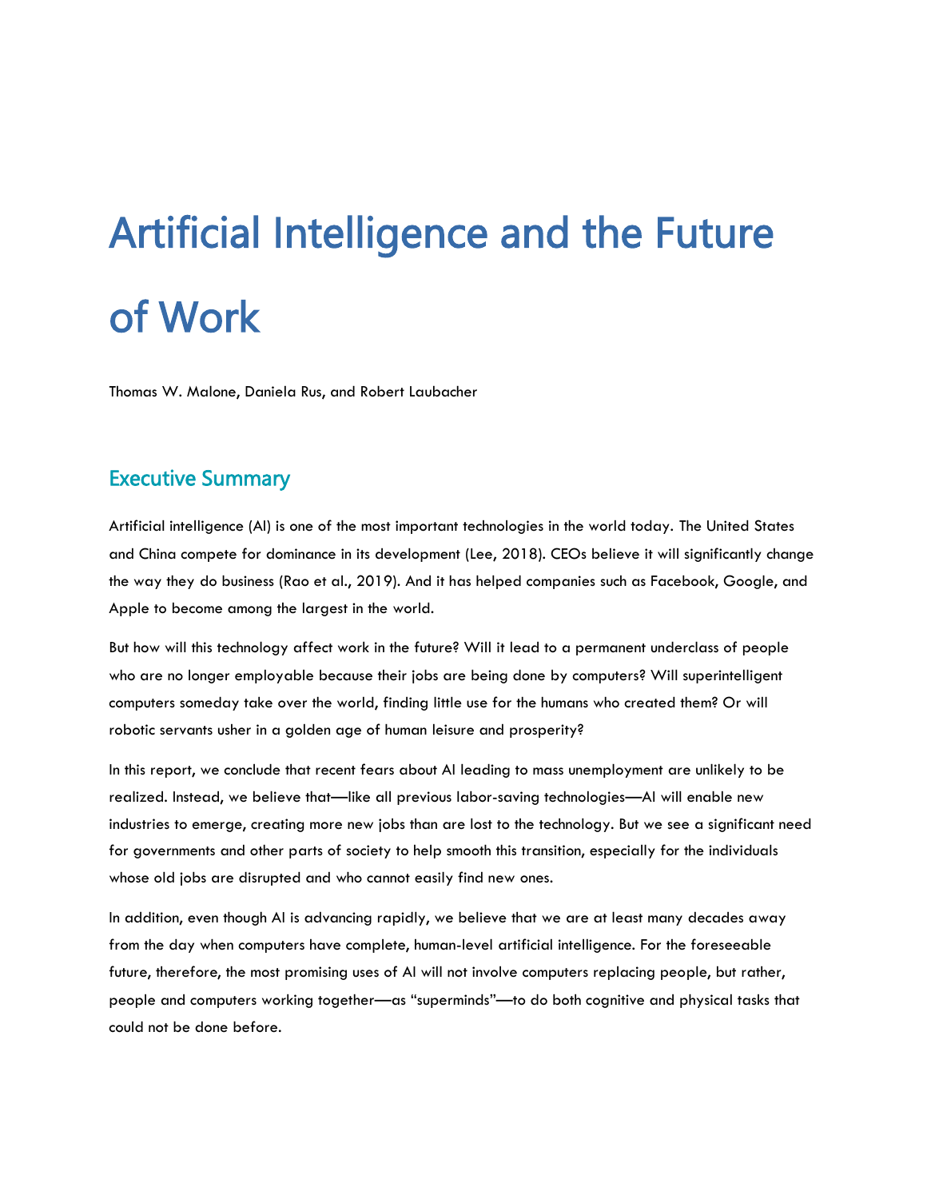# Artificial Intelligence and the Future of Work

Thomas W. Malone, Daniela Rus, and Robert Laubacher

## Executive Summary

Artificial intelligence (AI) is one of the most important technologies in the world today. The United States and China compete for dominance in its development (Lee, 2018). CEOs believe it will significantly change the way they do business (Rao et al., 2019). And it has helped companies such as Facebook, Google, and Apple to become among the largest in the world.

But how will this technology affect work in the future? Will it lead to a permanent underclass of people who are no longer employable because their jobs are being done by computers? Will superintelligent computers someday take over the world, finding little use for the humans who created them? Or will robotic servants usher in a golden age of human leisure and prosperity?

In this report, we conclude that recent fears about AI leading to mass unemployment are unlikely to be realized. Instead, we believe that—like all previous labor-saving technologies—AI will enable new industries to emerge, creating more new jobs than are lost to the technology. But we see a significant need for governments and other parts of society to help smooth this transition, especially for the individuals whose old jobs are disrupted and who cannot easily find new ones.

In addition, even though AI is advancing rapidly, we believe that we are at least many decades away from the day when computers have complete, human-level artificial intelligence. For the foreseeable future, therefore, the most promising uses of AI will not involve computers replacing people, but rather, people and computers working together—as "superminds"—to do both cognitive and physical tasks that could not be done before.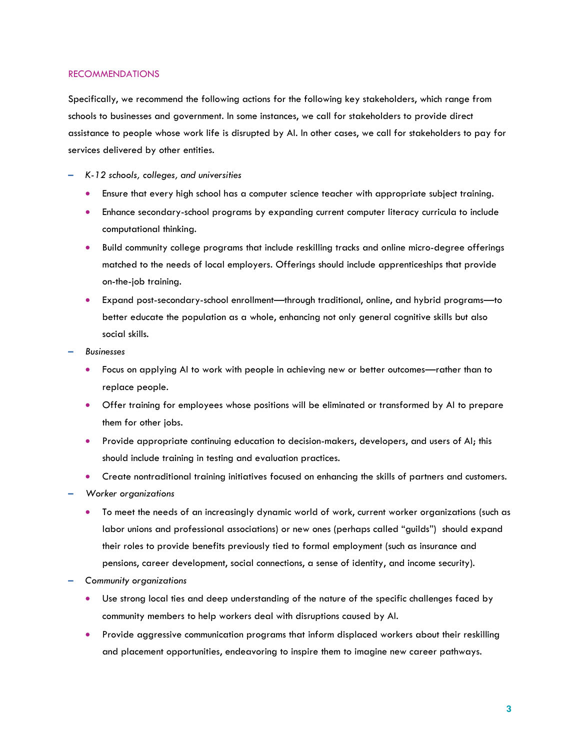## RECOMMENDATIONS

Specifically, we recommend the following actions for the following key stakeholders, which range from schools to businesses and government. In some instances, we call for stakeholders to provide direct assistance to people whose work life is disrupted by AI. In other cases, we call for stakeholders to pay for services delivered by other entities.

- *K-12 schools, colleges, and universities*
  - Ensure that every high school has a computer science teacher with appropriate subject training.
  - Enhance secondary-school programs by expanding current computer literacy curricula to include computational thinking.
  - Build community college programs that include reskilling tracks and online micro-degree offerings matched to the needs of local employers. Offerings should include apprenticeships that provide on-the-job training.
  - Expand post-secondary-school enrollment—through traditional, online, and hybrid programs—to better educate the population as a whole, enhancing not only general cognitive skills but also social skills.
- *Businesses*
  - Focus on applying AI to work with people in achieving new or better outcomes—rather than to replace people.
  - Offer training for employees whose positions will be eliminated or transformed by AI to prepare them for other jobs.
  - Provide appropriate continuing education to decision-makers, developers, and users of AI; this should include training in testing and evaluation practices.
  - Create nontraditional training initiatives focused on enhancing the skills of partners and customers.
- *Worker organizations*
  - To meet the needs of an increasingly dynamic world of work, current worker organizations (such as labor unions and professional associations) or new ones (perhaps called "guilds") should expand their roles to provide benefits previously tied to formal employment (such as insurance and pensions, career development, social connections, a sense of identity, and income security).
- *Community organizations*
  - Use strong local ties and deep understanding of the nature of the specific challenges faced by community members to help workers deal with disruptions caused by AI.
  - Provide aggressive communication programs that inform displaced workers about their reskilling and placement opportunities, endeavoring to inspire them to imagine new career pathways.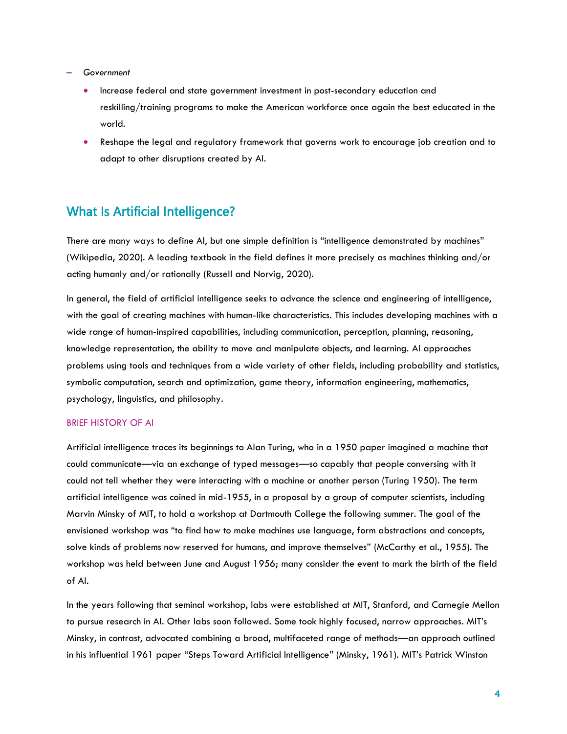- *Government*
  - Increase federal and state government investment in post-secondary education and reskilling/training programs to make the American workforce once again the best educated in the world.
  - Reshape the legal and regulatory framework that governs work to encourage job creation and to adapt to other disruptions created by AI.

## What Is Artificial Intelligence?

There are many ways to define AI, but one simple definition is "intelligence demonstrated by machines" (Wikipedia, 2020). A leading textbook in the field defines it more precisely as machines thinking and/or acting humanly and/or rationally (Russell and Norvig, 2020).

In general, the field of artificial intelligence seeks to advance the science and engineering of intelligence, with the goal of creating machines with human-like characteristics. This includes developing machines with a wide range of human-inspired capabilities, including communication, perception, planning, reasoning, knowledge representation, the ability to move and manipulate objects, and learning. AI approaches problems using tools and techniques from a wide variety of other fields, including probability and statistics, symbolic computation, search and optimization, game theory, information engineering, mathematics, psychology, linguistics, and philosophy.

### BRIEF HISTORY OF AI

Artificial intelligence traces its beginnings to Alan Turing, who in a 1950 paper imagined a machine that could communicate—via an exchange of typed messages—so capably that people conversing with it could not tell whether they were interacting with a machine or another person (Turing 1950). The term artificial intelligence was coined in mid-1955, in a proposal by a group of computer scientists, including Marvin Minsky of MIT, to hold a workshop at Dartmouth College the following summer. The goal of the envisioned workshop was "to find how to make machines use language, form abstractions and concepts, solve kinds of problems now reserved for humans, and improve themselves" (McCarthy et al., 1955). The workshop was held between June and August 1956; many consider the event to mark the birth of the field of AI.

In the years following that seminal workshop, labs were established at MIT, Stanford, and Carnegie Mellon to pursue research in AI. Other labs soon followed. Some took highly focused, narrow approaches. MIT's Minsky, in contrast, advocated combining a broad, multifaceted range of methods—an approach outlined in his influential 1961 paper "Steps Toward Artificial Intelligence" (Minsky, 1961). MIT's Patrick Winston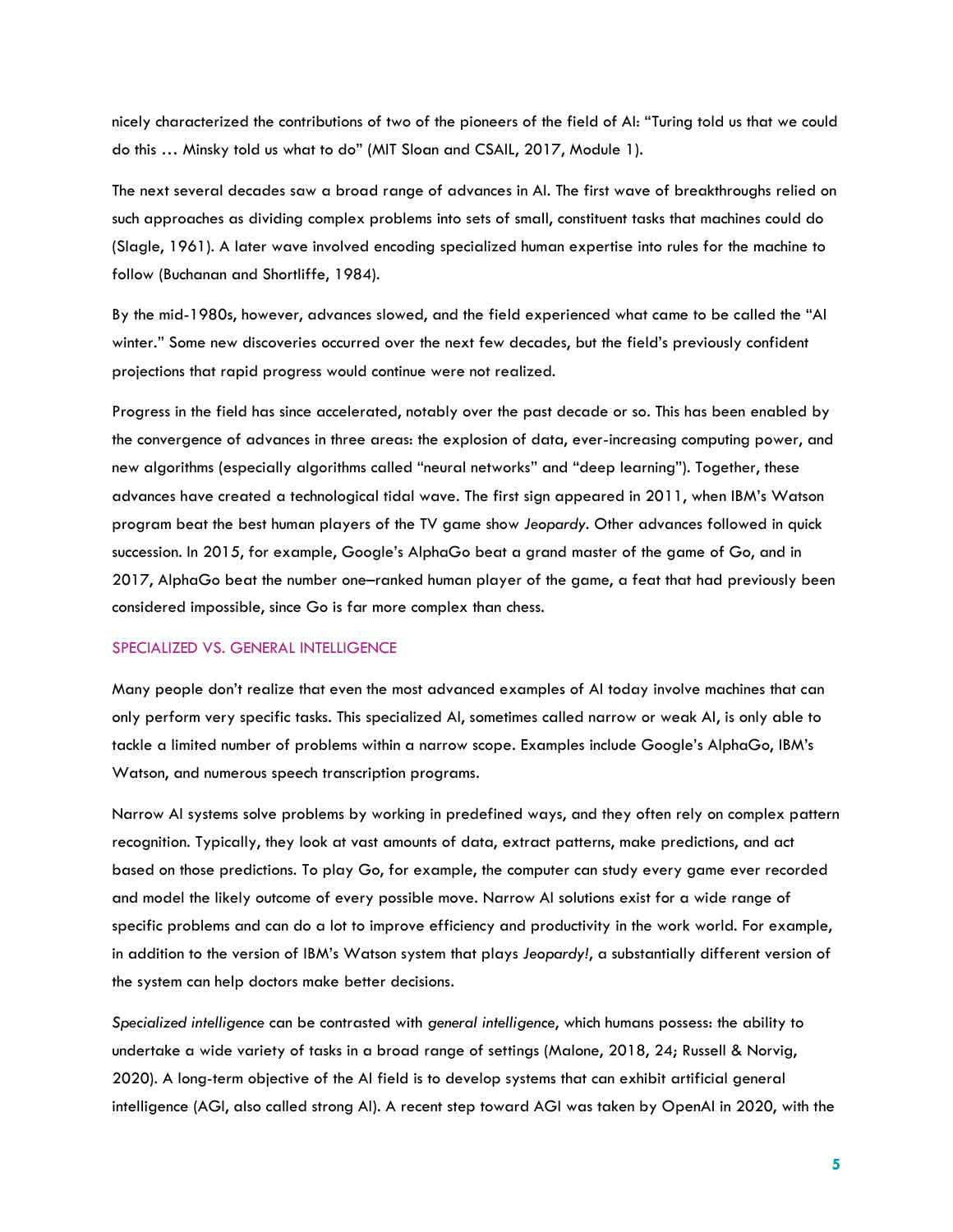nicely characterized the contributions of two of the pioneers of the field of AI: "Turing told us that we could do this … Minsky told us what to do" (MIT Sloan and CSAIL, 2017, Module 1).

The next several decades saw a broad range of advances in AI. The first wave of breakthroughs relied on such approaches as dividing complex problems into sets of small, constituent tasks that machines could do (Slagle, 1961). A later wave involved encoding specialized human expertise into rules for the machine to follow (Buchanan and Shortliffe, 1984).

By the mid-1980s, however, advances slowed, and the field experienced what came to be called the "AI winter." Some new discoveries occurred over the next few decades, but the field's previously confident projections that rapid progress would continue were not realized.

Progress in the field has since accelerated, notably over the past decade or so. This has been enabled by the convergence of advances in three areas: the explosion of data, ever-increasing computing power, and new algorithms (especially algorithms called "neural networks" and "deep learning"). Together, these advances have created a technological tidal wave. The first sign appeared in 2011, when IBM's Watson program beat the best human players of the TV game show *Jeopardy*. Other advances followed in quick succession. In 2015, for example, Google's AlphaGo beat a grand master of the game of Go, and in 2017, AlphaGo beat the number one–ranked human player of the game, a feat that had previously been considered impossible, since Go is far more complex than chess.

## SPECIALIZED VS. GENERAL INTELLIGENCE

Many people don't realize that even the most advanced examples of AI today involve machines that can only perform very specific tasks. This specialized AI, sometimes called narrow or weak AI, is only able to tackle a limited number of problems within a narrow scope. Examples include Google's AlphaGo, IBM's Watson, and numerous speech transcription programs.

Narrow AI systems solve problems by working in predefined ways, and they often rely on complex pattern recognition. Typically, they look at vast amounts of data, extract patterns, make predictions, and act based on those predictions. To play Go, for example, the computer can study every game ever recorded and model the likely outcome of every possible move. Narrow AI solutions exist for a wide range of specific problems and can do a lot to improve efficiency and productivity in the work world. For example, in addition to the version of IBM's Watson system that plays *Jeopardy!*, a substantially different version of the system can help doctors make better decisions.

*Specialized intelligence* can be contrasted with *general intelligence*, which humans possess: the ability to undertake a wide variety of tasks in a broad range of settings (Malone, 2018, 24; Russell & Norvig, 2020). A long-term objective of the AI field is to develop systems that can exhibit artificial general intelligence (AGI, also called strong AI). A recent step toward AGI was taken by OpenAI in 2020, with the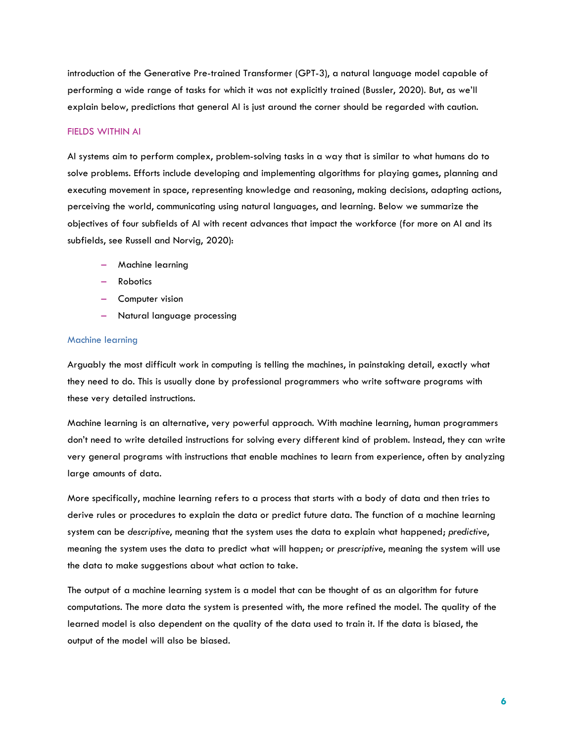introduction of the Generative Pre-trained Transformer (GPT-3), a natural language model capable of performing a wide range of tasks for which it was not explicitly trained (Bussler, 2020). But, as we'll explain below, predictions that general AI is just around the corner should be regarded with caution.

## FIELDS WITHIN AI

AI systems aim to perform complex, problem-solving tasks in a way that is similar to what humans do to solve problems. Efforts include developing and implementing algorithms for playing games, planning and executing movement in space, representing knowledge and reasoning, making decisions, adapting actions, perceiving the world, communicating using natural languages, and learning. Below we summarize the objectives of four subfields of AI with recent advances that impact the workforce (for more on AI and its subfields, see Russell and Norvig, 2020):

- Machine learning
- Robotics
- Computer vision
- Natural language processing

### Machine learning

Arguably the most difficult work in computing is telling the machines, in painstaking detail, exactly what they need to do. This is usually done by professional programmers who write software programs with these very detailed instructions.

Machine learning is an alternative, very powerful approach. With machine learning, human programmers don't need to write detailed instructions for solving every different kind of problem. Instead, they can write very general programs with instructions that enable machines to learn from experience, often by analyzing large amounts of data.

More specifically, machine learning refers to a process that starts with a body of data and then tries to derive rules or procedures to explain the data or predict future data. The function of a machine learning system can be *descriptive*, meaning that the system uses the data to explain what happened; *predictive*, meaning the system uses the data to predict what will happen; or *prescriptive*, meaning the system will use the data to make suggestions about what action to take.

The output of a machine learning system is a model that can be thought of as an algorithm for future computations. The more data the system is presented with, the more refined the model. The quality of the learned model is also dependent on the quality of the data used to train it. If the data is biased, the output of the model will also be biased.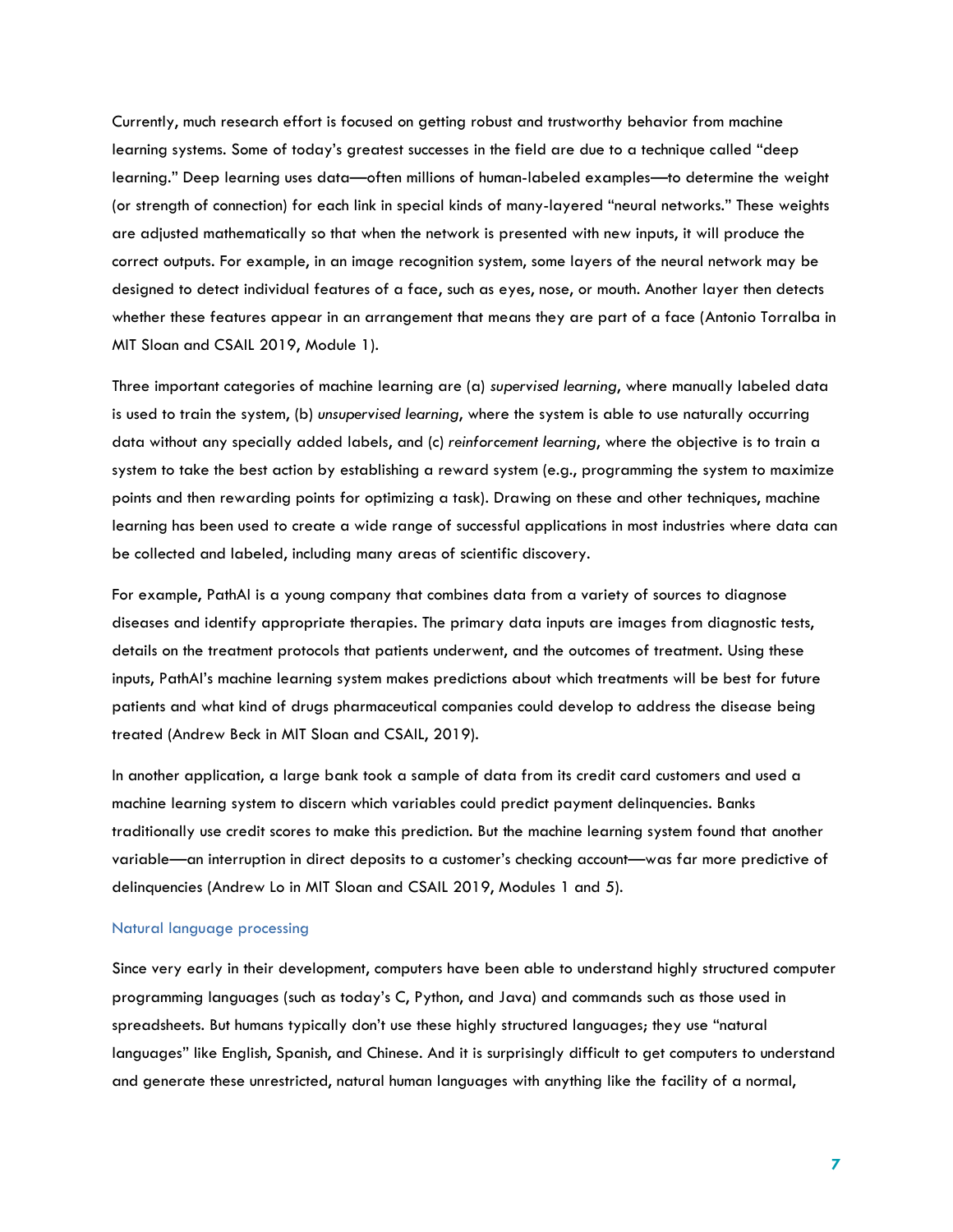Currently, much research effort is focused on getting robust and trustworthy behavior from machine learning systems. Some of today's greatest successes in the field are due to a technique called "deep learning." Deep learning uses data—often millions of human-labeled examples—to determine the weight (or strength of connection) for each link in special kinds of many-layered "neural networks." These weights are adjusted mathematically so that when the network is presented with new inputs, it will produce the correct outputs. For example, in an image recognition system, some layers of the neural network may be designed to detect individual features of a face, such as eyes, nose, or mouth. Another layer then detects whether these features appear in an arrangement that means they are part of a face (Antonio Torralba in MIT Sloan and CSAIL 2019, Module 1).

Three important categories of machine learning are (a) *supervised learning*, where manually labeled data is used to train the system, (b) *unsupervised learning*, where the system is able to use naturally occurring data without any specially added labels, and (c) *reinforcement learning*, where the objective is to train a system to take the best action by establishing a reward system (e.g., programming the system to maximize points and then rewarding points for optimizing a task). Drawing on these and other techniques, machine learning has been used to create a wide range of successful applications in most industries where data can be collected and labeled, including many areas of scientific discovery.

For example, PathAI is a young company that combines data from a variety of sources to diagnose diseases and identify appropriate therapies. The primary data inputs are images from diagnostic tests, details on the treatment protocols that patients underwent, and the outcomes of treatment. Using these inputs, PathAI's machine learning system makes predictions about which treatments will be best for future patients and what kind of drugs pharmaceutical companies could develop to address the disease being treated (Andrew Beck in MIT Sloan and CSAIL, 2019).

In another application, a large bank took a sample of data from its credit card customers and used a machine learning system to discern which variables could predict payment delinquencies. Banks traditionally use credit scores to make this prediction. But the machine learning system found that another variable—an interruption in direct deposits to a customer's checking account—was far more predictive of delinquencies (Andrew Lo in MIT Sloan and CSAIL 2019, Modules 1 and 5).

### Natural language processing

Since very early in their development, computers have been able to understand highly structured computer programming languages (such as today's C, Python, and Java) and commands such as those used in spreadsheets. But humans typically don't use these highly structured languages; they use "natural languages" like English, Spanish, and Chinese. And it is surprisingly difficult to get computers to understand and generate these unrestricted, natural human languages with anything like the facility of a normal,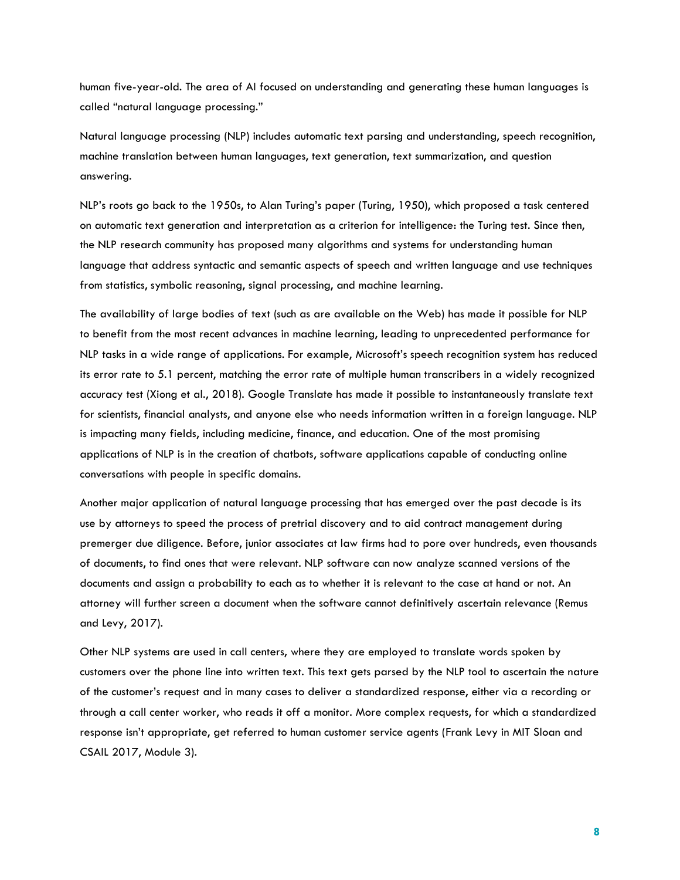human five-year-old. The area of AI focused on understanding and generating these human languages is called "natural language processing."

Natural language processing (NLP) includes automatic text parsing and understanding, speech recognition, machine translation between human languages, text generation, text summarization, and question answering.

NLP's roots go back to the 1950s, to Alan Turing's paper (Turing, 1950), which proposed a task centered on automatic text generation and interpretation as a criterion for intelligence: the Turing test. Since then, the NLP research community has proposed many algorithms and systems for understanding human language that address syntactic and semantic aspects of speech and written language and use techniques from statistics, symbolic reasoning, signal processing, and machine learning.

The availability of large bodies of text (such as are available on the Web) has made it possible for NLP to benefit from the most recent advances in machine learning, leading to unprecedented performance for NLP tasks in a wide range of applications. For example, Microsoft's speech recognition system has reduced its error rate to 5.1 percent, matching the error rate of multiple human transcribers in a widely recognized accuracy test (Xiong et al., 2018). Google Translate has made it possible to instantaneously translate text for scientists, financial analysts, and anyone else who needs information written in a foreign language. NLP is impacting many fields, including medicine, finance, and education. One of the most promising applications of NLP is in the creation of chatbots, software applications capable of conducting online conversations with people in specific domains.

Another major application of natural language processing that has emerged over the past decade is its use by attorneys to speed the process of pretrial discovery and to aid contract management during premerger due diligence. Before, junior associates at law firms had to pore over hundreds, even thousands of documents, to find ones that were relevant. NLP software can now analyze scanned versions of the documents and assign a probability to each as to whether it is relevant to the case at hand or not. An attorney will further screen a document when the software cannot definitively ascertain relevance (Remus and Levy, 2017).

Other NLP systems are used in call centers, where they are employed to translate words spoken by customers over the phone line into written text. This text gets parsed by the NLP tool to ascertain the nature of the customer's request and in many cases to deliver a standardized response, either via a recording or through a call center worker, who reads it off a monitor. More complex requests, for which a standardized response isn't appropriate, get referred to human customer service agents (Frank Levy in MIT Sloan and CSAIL 2017, Module 3).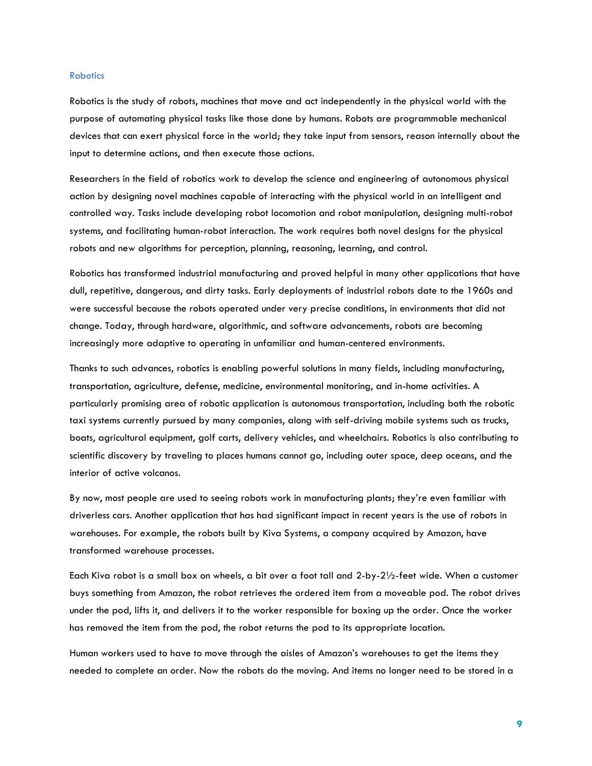## Robotics

Robotics is the study of robots, machines that move and act independently in the physical world with the purpose of automating physical tasks like those done by humans. Robots are programmable mechanical devices that can exert physical force in the world; they take input from sensors, reason internally about the input to determine actions, and then execute those actions.

Researchers in the field of robotics work to develop the science and engineering of autonomous physical action by designing novel machines capable of interacting with the physical world in an intelligent and controlled way. Tasks include developing robot locomotion and robot manipulation, designing multi-robot systems, and facilitating human-robot interaction. The work requires both novel designs for the physical robots and new algorithms for perception, planning, reasoning, learning, and control.

Robotics has transformed industrial manufacturing and proved helpful in many other applications that have dull, repetitive, dangerous, and dirty tasks. Early deployments of industrial robots date to the 1960s and were successful because the robots operated under very precise conditions, in environments that did not change. Today, through hardware, algorithmic, and software advancements, robots are becoming increasingly more adaptive to operating in unfamiliar and human-centered environments.

Thanks to such advances, robotics is enabling powerful solutions in many fields, including manufacturing, transportation, agriculture, defense, medicine, environmental monitoring, and in-home activities. A particularly promising area of robotic application is autonomous transportation, including both the robotic taxi systems currently pursued by many companies, along with self-driving mobile systems such as trucks, boats, agricultural equipment, golf carts, delivery vehicles, and wheelchairs. Robotics is also contributing to scientific discovery by traveling to places humans cannot go, including outer space, deep oceans, and the interior of active volcanos.

By now, most people are used to seeing robots work in manufacturing plants; they're even familiar with driverless cars. Another application that has had significant impact in recent years is the use of robots in warehouses. For example, the robots built by Kiva Systems, a company acquired by Amazon, have transformed warehouse processes.

Each Kiva robot is a small box on wheels, a bit over a foot tall and 2-by-2½-feet wide. When a customer buys something from Amazon, the robot retrieves the ordered item from a moveable pod. The robot drives under the pod, lifts it, and delivers it to the worker responsible for boxing up the order. Once the worker has removed the item from the pod, the robot returns the pod to its appropriate location.

Human workers used to have to move through the aisles of Amazon's warehouses to get the items they needed to complete an order. Now the robots do the moving. And items no longer need to be stored in a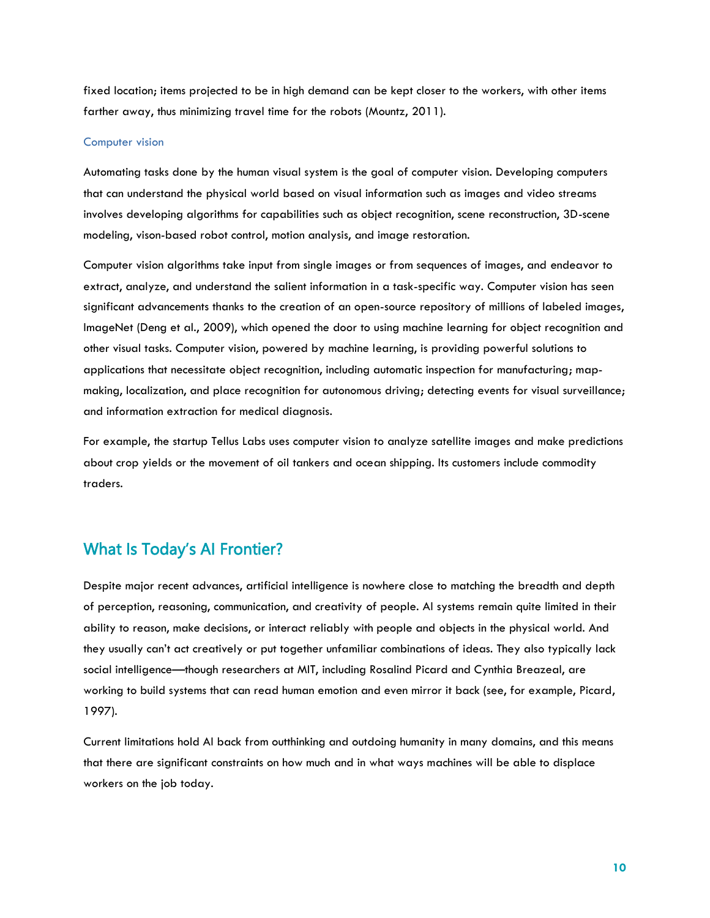fixed location; items projected to be in high demand can be kept closer to the workers, with other items farther away, thus minimizing travel time for the robots (Mountz, 2011).

### Computer vision

Automating tasks done by the human visual system is the goal of computer vision. Developing computers that can understand the physical world based on visual information such as images and video streams involves developing algorithms for capabilities such as object recognition, scene reconstruction, 3D-scene modeling, vison-based robot control, motion analysis, and image restoration.

Computer vision algorithms take input from single images or from sequences of images, and endeavor to extract, analyze, and understand the salient information in a task-specific way. Computer vision has seen significant advancements thanks to the creation of an open-source repository of millions of labeled images, ImageNet (Deng et al., 2009), which opened the door to using machine learning for object recognition and other visual tasks. Computer vision, powered by machine learning, is providing powerful solutions to applications that necessitate object recognition, including automatic inspection for manufacturing; map-making, localization, and place recognition for autonomous driving; detecting events for visual surveillance; and information extraction for medical diagnosis.

For example, the startup Tellus Labs uses computer vision to analyze satellite images and make predictions about crop yields or the movement of oil tankers and ocean shipping. Its customers include commodity traders.

## What Is Today's AI Frontier?

Despite major recent advances, artificial intelligence is nowhere close to matching the breadth and depth of perception, reasoning, communication, and creativity of people. AI systems remain quite limited in their ability to reason, make decisions, or interact reliably with people and objects in the physical world. And they usually can't act creatively or put together unfamiliar combinations of ideas. They also typically lack social intelligence—though researchers at MIT, including Rosalind Picard and Cynthia Breazeal, are working to build systems that can read human emotion and even mirror it back (see, for example, Picard, 1997).

Current limitations hold AI back from outthinking and outdoing humanity in many domains, and this means that there are significant constraints on how much and in what ways machines will be able to displace workers on the job today.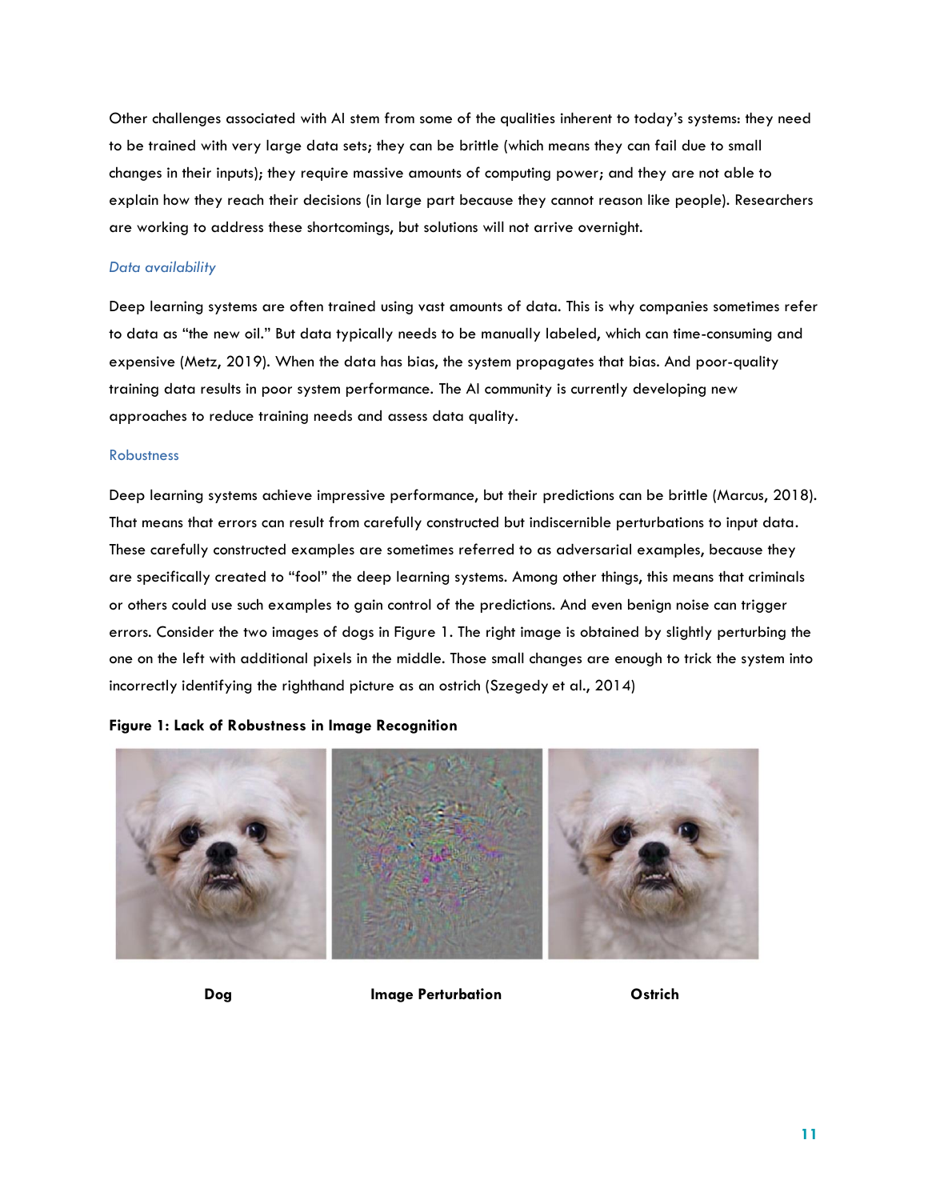Other challenges associated with AI stem from some of the qualities inherent to today's systems: they need to be trained with very large data sets; they can be brittle (which means they can fail due to small changes in their inputs); they require massive amounts of computing power; and they are not able to explain how they reach their decisions (in large part because they cannot reason like people). Researchers are working to address these shortcomings, but solutions will not arrive overnight.

### *Data availability*

Deep learning systems are often trained using vast amounts of data. This is why companies sometimes refer to data as "the new oil." But data typically needs to be manually labeled, which can time-consuming and expensive (Metz, 2019). When the data has bias, the system propagates that bias. And poor-quality training data results in poor system performance. The AI community is currently developing new approaches to reduce training needs and assess data quality.

### Robustness

Deep learning systems achieve impressive performance, but their predictions can be brittle (Marcus, 2018). That means that errors can result from carefully constructed but indiscernible perturbations to input data. These carefully constructed examples are sometimes referred to as adversarial examples, because they are specifically created to "fool" the deep learning systems. Among other things, this means that criminals or others could use such examples to gain control of the predictions. And even benign noise can trigger errors. Consider the two images of dogs in Figure 1. The right image is obtained by slightly perturbing the one on the left with additional pixels in the middle. Those small changes are enough to trick the system into incorrectly identifying the righthand picture as an ostrich (Szegedy et al., 2014)

**Figure 1: Lack of Robustness in Image Recognition**

**Dog** **Image Perturbation** **Ostrich**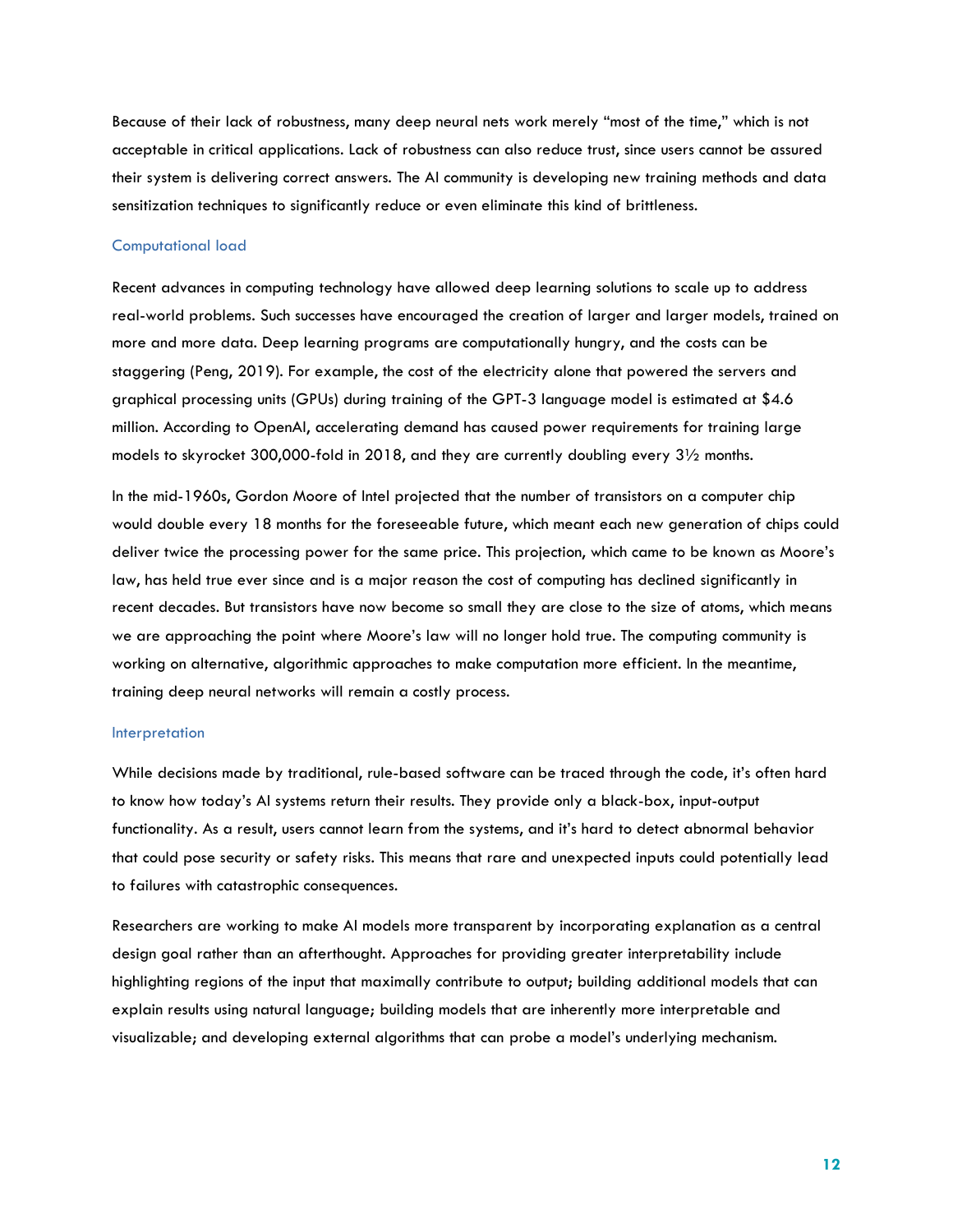Because of their lack of robustness, many deep neural nets work merely "most of the time," which is not acceptable in critical applications. Lack of robustness can also reduce trust, since users cannot be assured their system is delivering correct answers. The AI community is developing new training methods and data sensitization techniques to significantly reduce or even eliminate this kind of brittleness.

### Computational load

Recent advances in computing technology have allowed deep learning solutions to scale up to address real-world problems. Such successes have encouraged the creation of larger and larger models, trained on more and more data. Deep learning programs are computationally hungry, and the costs can be staggering (Peng, 2019). For example, the cost of the electricity alone that powered the servers and graphical processing units (GPUs) during training of the GPT-3 language model is estimated at $4.6 million. According to OpenAI, accelerating demand has caused power requirements for training large models to skyrocket 300,000-fold in 2018, and they are currently doubling every 3½ months.

In the mid-1960s, Gordon Moore of Intel projected that the number of transistors on a computer chip would double every 18 months for the foreseeable future, which meant each new generation of chips could deliver twice the processing power for the same price. This projection, which came to be known as Moore's law, has held true ever since and is a major reason the cost of computing has declined significantly in recent decades. But transistors have now become so small they are close to the size of atoms, which means we are approaching the point where Moore's law will no longer hold true. The computing community is working on alternative, algorithmic approaches to make computation more efficient. In the meantime, training deep neural networks will remain a costly process.

### Interpretation

While decisions made by traditional, rule-based software can be traced through the code, it's often hard to know how today's AI systems return their results. They provide only a black-box, input-output functionality. As a result, users cannot learn from the systems, and it's hard to detect abnormal behavior that could pose security or safety risks. This means that rare and unexpected inputs could potentially lead to failures with catastrophic consequences.

Researchers are working to make AI models more transparent by incorporating explanation as a central design goal rather than an afterthought. Approaches for providing greater interpretability include highlighting regions of the input that maximally contribute to output; building additional models that can explain results using natural language; building models that are inherently more interpretable and visualizable; and developing external algorithms that can probe a model's underlying mechanism.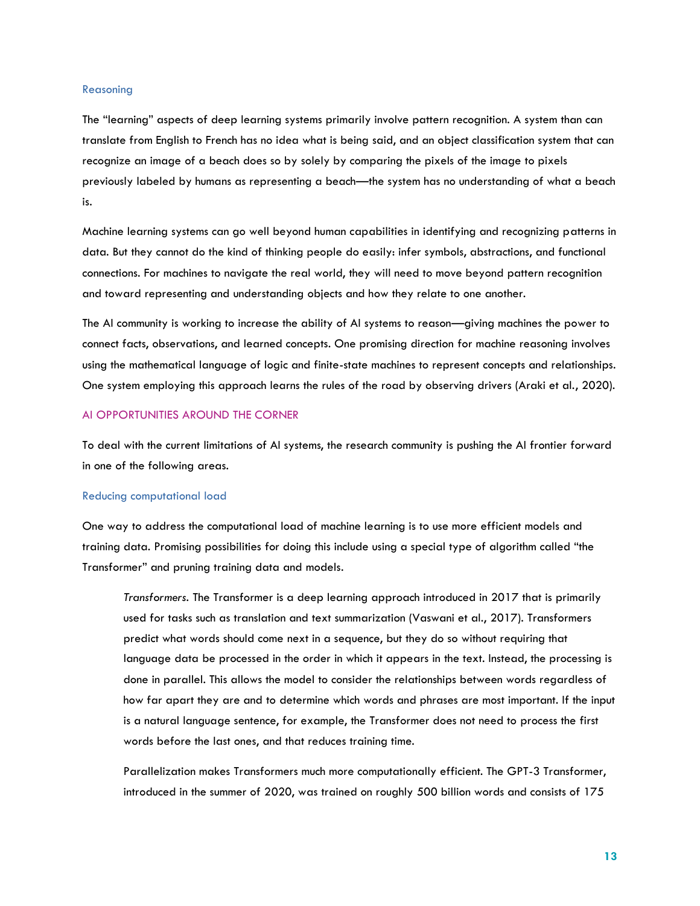### Reasoning

The "learning" aspects of deep learning systems primarily involve pattern recognition. A system than can translate from English to French has no idea what is being said, and an object classification system that can recognize an image of a beach does so by solely by comparing the pixels of the image to pixels previously labeled by humans as representing a beach—the system has no understanding of what a beach is.

Machine learning systems can go well beyond human capabilities in identifying and recognizing patterns in data. But they cannot do the kind of thinking people do easily: infer symbols, abstractions, and functional connections. For machines to navigate the real world, they will need to move beyond pattern recognition and toward representing and understanding objects and how they relate to one another.

The AI community is working to increase the ability of AI systems to reason—giving machines the power to connect facts, observations, and learned concepts. One promising direction for machine reasoning involves using the mathematical language of logic and finite-state machines to represent concepts and relationships. One system employing this approach learns the rules of the road by observing drivers (Araki et al., 2020).

## AI OPPORTUNITIES AROUND THE CORNER

To deal with the current limitations of AI systems, the research community is pushing the AI frontier forward in one of the following areas.

### Reducing computational load

One way to address the computational load of machine learning is to use more efficient models and training data. Promising possibilities for doing this include using a special type of algorithm called "the Transformer" and pruning training data and models.

> *Transformers.* The Transformer is a deep learning approach introduced in 2017 that is primarily used for tasks such as translation and text summarization (Vaswani et al., 2017). Transformers predict what words should come next in a sequence, but they do so without requiring that language data be processed in the order in which it appears in the text. Instead, the processing is done in parallel. This allows the model to consider the relationships between words regardless of how far apart they are and to determine which words and phrases are most important. If the input is a natural language sentence, for example, the Transformer does not need to process the first words before the last ones, and that reduces training time.
>
> Parallelization makes Transformers much more computationally efficient. The GPT-3 Transformer, introduced in the summer of 2020, was trained on roughly 500 billion words and consists of 175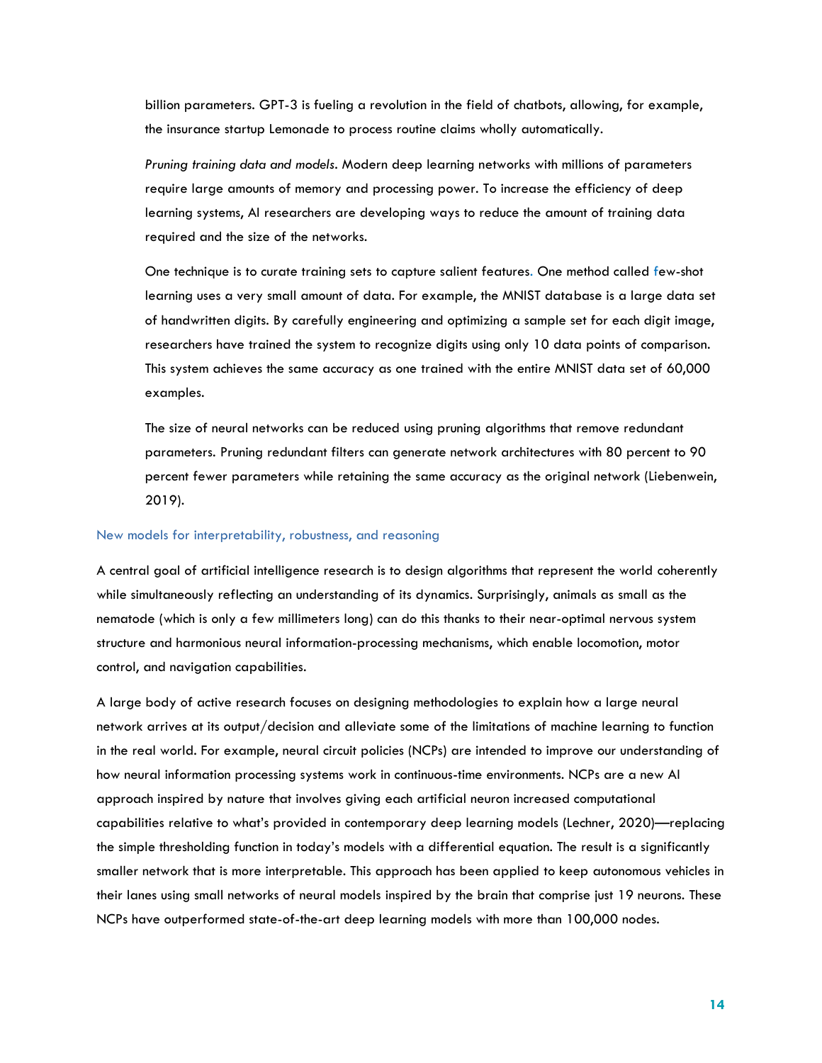billion parameters. GPT-3 is fueling a revolution in the field of chatbots, allowing, for example, the insurance startup Lemonade to process routine claims wholly automatically.

*Pruning training data and models*. Modern deep learning networks with millions of parameters require large amounts of memory and processing power. To increase the efficiency of deep learning systems, AI researchers are developing ways to reduce the amount of training data required and the size of the networks.

One technique is to curate training sets to capture salient features. One method called few-shot learning uses a very small amount of data. For example, the MNIST database is a large data set of handwritten digits. By carefully engineering and optimizing a sample set for each digit image, researchers have trained the system to recognize digits using only 10 data points of comparison. This system achieves the same accuracy as one trained with the entire MNIST data set of 60,000 examples.

The size of neural networks can be reduced using pruning algorithms that remove redundant parameters. Pruning redundant filters can generate network architectures with 80 percent to 90 percent fewer parameters while retaining the same accuracy as the original network (Liebenwein, 2019).

### New models for interpretability, robustness, and reasoning

A central goal of artificial intelligence research is to design algorithms that represent the world coherently while simultaneously reflecting an understanding of its dynamics. Surprisingly, animals as small as the nematode (which is only a few millimeters long) can do this thanks to their near-optimal nervous system structure and harmonious neural information-processing mechanisms, which enable locomotion, motor control, and navigation capabilities.

A large body of active research focuses on designing methodologies to explain how a large neural network arrives at its output/decision and alleviate some of the limitations of machine learning to function in the real world. For example, neural circuit policies (NCPs) are intended to improve our understanding of how neural information processing systems work in continuous-time environments. NCPs are a new AI approach inspired by nature that involves giving each artificial neuron increased computational capabilities relative to what's provided in contemporary deep learning models (Lechner, 2020)—replacing the simple thresholding function in today's models with a differential equation. The result is a significantly smaller network that is more interpretable. This approach has been applied to keep autonomous vehicles in their lanes using small networks of neural models inspired by the brain that comprise just 19 neurons. These NCPs have outperformed state-of-the-art deep learning models with more than 100,000 nodes.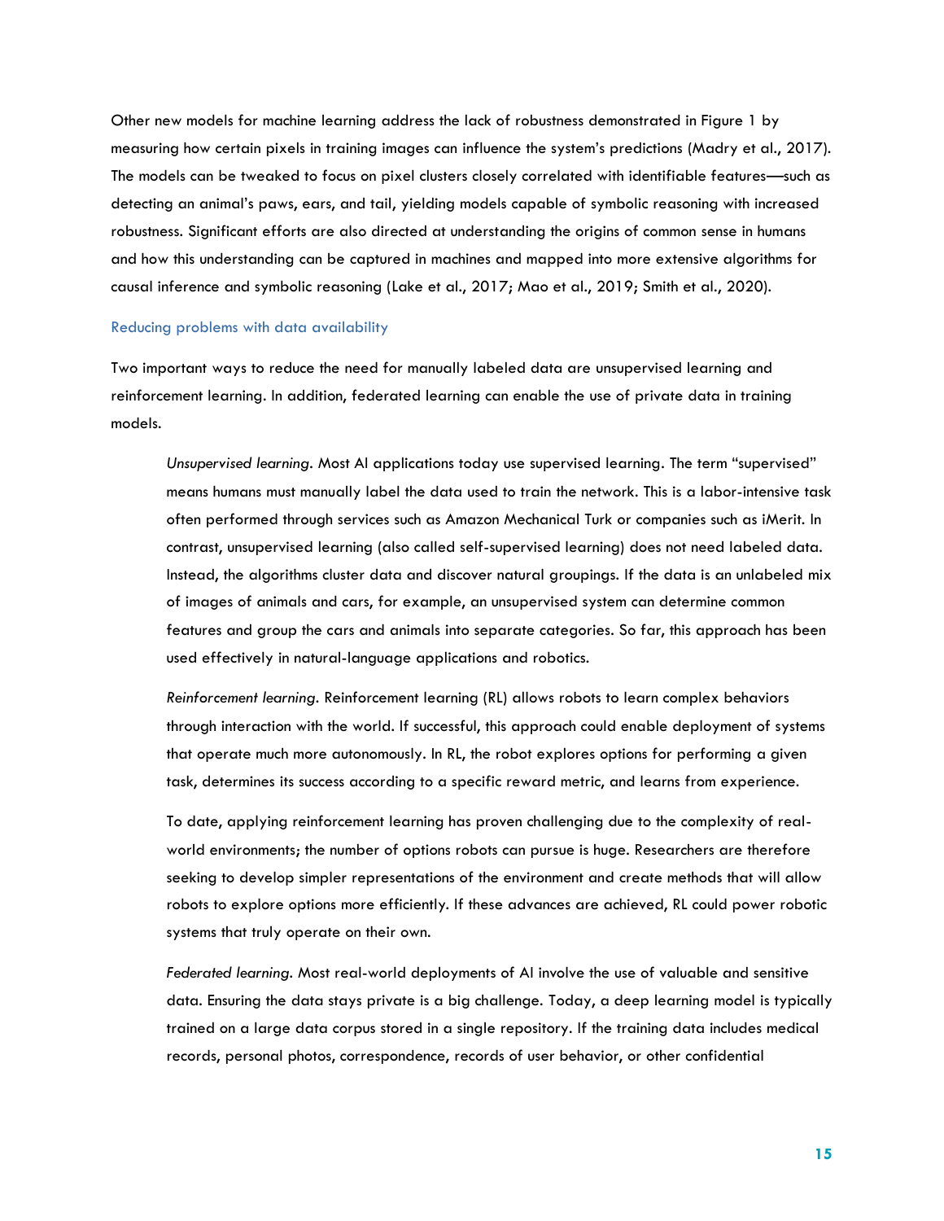Other new models for machine learning address the lack of robustness demonstrated in Figure 1 by measuring how certain pixels in training images can influence the system's predictions (Madry et al., 2017). The models can be tweaked to focus on pixel clusters closely correlated with identifiable features—such as detecting an animal's paws, ears, and tail, yielding models capable of symbolic reasoning with increased robustness. Significant efforts are also directed at understanding the origins of common sense in humans and how this understanding can be captured in machines and mapped into more extensive algorithms for causal inference and symbolic reasoning (Lake et al., 2017; Mao et al., 2019; Smith et al., 2020).

### Reducing problems with data availability

Two important ways to reduce the need for manually labeled data are unsupervised learning and reinforcement learning. In addition, federated learning can enable the use of private data in training models.

> *Unsupervised learning.* Most AI applications today use supervised learning. The term "supervised" means humans must manually label the data used to train the network. This is a labor-intensive task often performed through services such as Amazon Mechanical Turk or companies such as iMerit. In contrast, unsupervised learning (also called self-supervised learning) does not need labeled data. Instead, the algorithms cluster data and discover natural groupings. If the data is an unlabeled mix of images of animals and cars, for example, an unsupervised system can determine common features and group the cars and animals into separate categories. So far, this approach has been used effectively in natural-language applications and robotics.
>
> *Reinforcement learning.* Reinforcement learning (RL) allows robots to learn complex behaviors through interaction with the world. If successful, this approach could enable deployment of systems that operate much more autonomously. In RL, the robot explores options for performing a given task, determines its success according to a specific reward metric, and learns from experience.
>
> To date, applying reinforcement learning has proven challenging due to the complexity of real-world environments; the number of options robots can pursue is huge. Researchers are therefore seeking to develop simpler representations of the environment and create methods that will allow robots to explore options more efficiently. If these advances are achieved, RL could power robotic systems that truly operate on their own.
>
> *Federated learning.* Most real-world deployments of AI involve the use of valuable and sensitive data. Ensuring the data stays private is a big challenge. Today, a deep learning model is typically trained on a large data corpus stored in a single repository. If the training data includes medical records, personal photos, correspondence, records of user behavior, or other confidential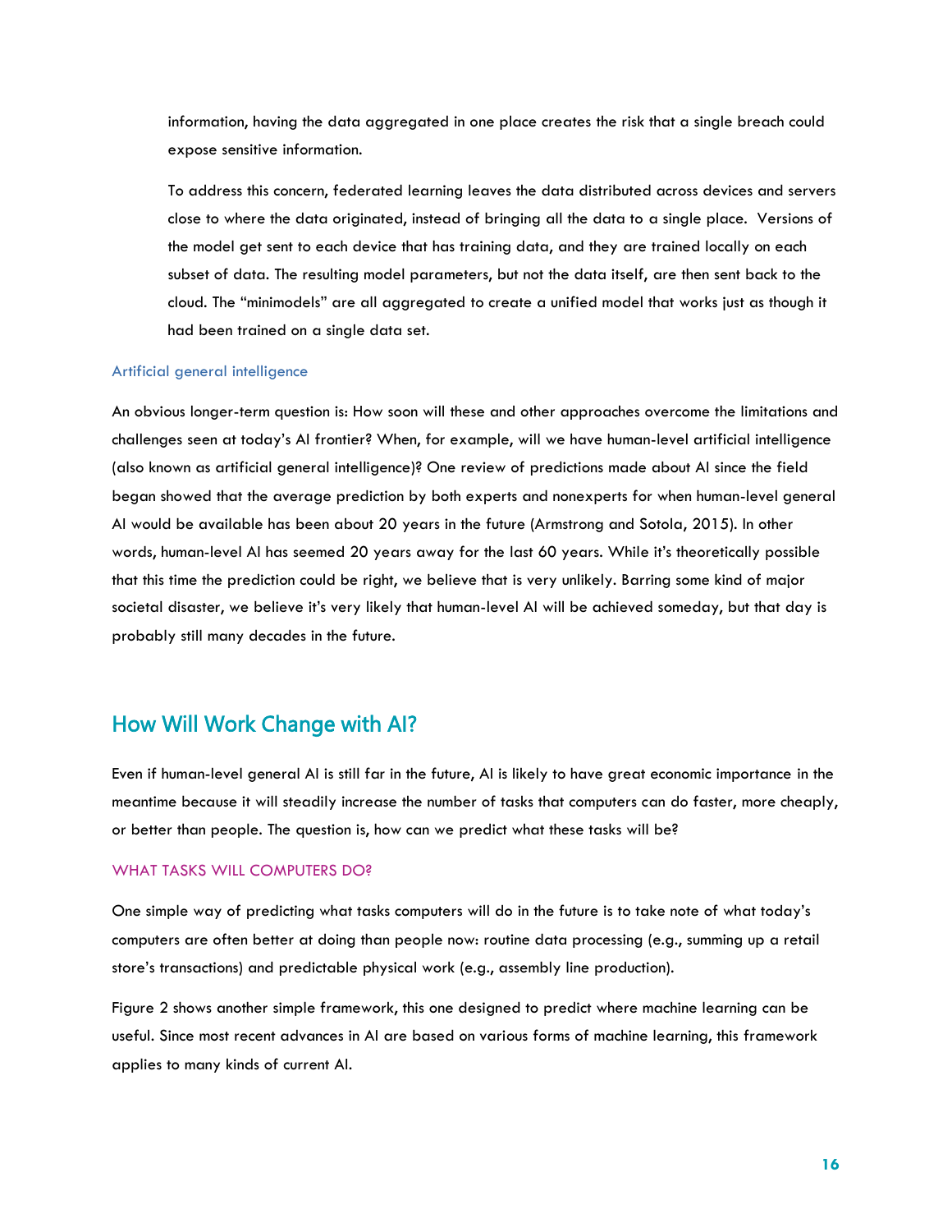information, having the data aggregated in one place creates the risk that a single breach could expose sensitive information.

To address this concern, federated learning leaves the data distributed across devices and servers close to where the data originated, instead of bringing all the data to a single place. Versions of the model get sent to each device that has training data, and they are trained locally on each subset of data. The resulting model parameters, but not the data itself, are then sent back to the cloud. The "minimodels" are all aggregated to create a unified model that works just as though it had been trained on a single data set.

### Artificial general intelligence

An obvious longer-term question is: How soon will these and other approaches overcome the limitations and challenges seen at today's AI frontier? When, for example, will we have human-level artificial intelligence (also known as artificial general intelligence)? One review of predictions made about AI since the field began showed that the average prediction by both experts and nonexperts for when human-level general AI would be available has been about 20 years in the future (Armstrong and Sotola, 2015). In other words, human-level AI has seemed 20 years away for the last 60 years. While it's theoretically possible that this time the prediction could be right, we believe that is very unlikely. Barring some kind of major societal disaster, we believe it's very likely that human-level AI will be achieved someday, but that day is probably still many decades in the future.

## How Will Work Change with AI?

Even if human-level general AI is still far in the future, AI is likely to have great economic importance in the meantime because it will steadily increase the number of tasks that computers can do faster, more cheaply, or better than people. The question is, how can we predict what these tasks will be?

### WHAT TASKS WILL COMPUTERS DO?

One simple way of predicting what tasks computers will do in the future is to take note of what today's computers are often better at doing than people now: routine data processing (e.g., summing up a retail store's transactions) and predictable physical work (e.g., assembly line production).

Figure 2 shows another simple framework, this one designed to predict where machine learning can be useful. Since most recent advances in AI are based on various forms of machine learning, this framework applies to many kinds of current AI.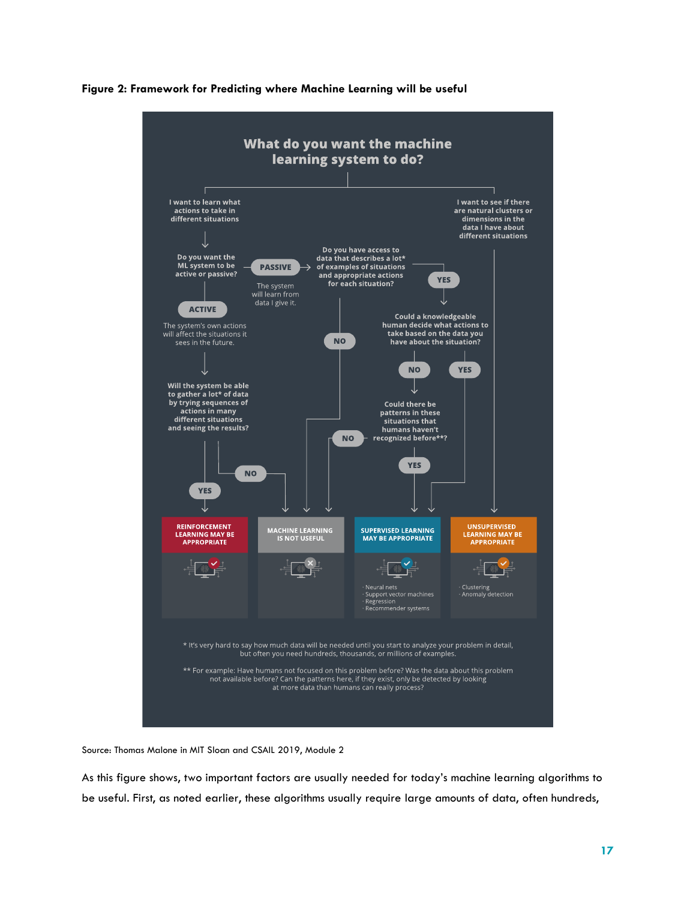**Figure 2: Framework for Predicting where Machine Learning will be useful**

# What do you want the machine learning system to do?

- **I want to learn what actions to take in different situations**
  - **Do you want the ML system to be active or passive?**
    - **ACTIVE** — The system's own actions will affect the situations it sees in the future.
      - **Will the system be able to gather a lot* of data by trying sequences of actions in many different situations and seeing the results?**
        - **YES** → **REINFORCEMENT LEARNING MAY BE APPROPRIATE**
        - **NO** → **MACHINE LEARNING IS NOT USEFUL**
    - **PASSIVE** — The system will learn from data I give it.
      - **Do you have access to data that describes a lot* of examples of situations and appropriate actions for each situation?**
        - **NO** → **MACHINE LEARNING IS NOT USEFUL**
        - **YES** → **Could a knowledgeable human decide what actions to take based on the data you have about the situation?**
          - **YES** → **SUPERVISED LEARNING MAY BE APPROPRIATE**
          - **NO** → **Could there be patterns in these situations that humans haven't recognized before**?**
            - **YES** → **SUPERVISED LEARNING MAY BE APPROPRIATE**
            - **NO** → **MACHINE LEARNING IS NOT USEFUL**
- **I want to see if there are natural clusters or dimensions in the data I have about different situations** → **UNSUPERVISED LEARNING MAY BE APPROPRIATE**

| REINFORCEMENT LEARNING MAY BE APPROPRIATE | MACHINE LEARNING IS NOT USEFUL | SUPERVISED LEARNING MAY BE APPROPRIATE | UNSUPERVISED LEARNING MAY BE APPROPRIATE |
| --- | --- | --- | --- |
| | | · Neural nets<br>· Support vector machines<br>· Regression<br>· Recommender systems | · Clustering<br>· Anomaly detection |

\* It's very hard to say how much data will be needed until you start to analyze your problem in detail, but often you need hundreds, thousands, or millions of examples.

\** For example: Have humans not focused on this problem before? Was the data about this problem not available before? Can the patterns here, if they exist, only be detected by looking at more data than humans can really process?

Source: Thomas Malone in MIT Sloan and CSAIL 2019, Module 2

As this figure shows, two important factors are usually needed for today's machine learning algorithms to be useful. First, as noted earlier, these algorithms usually require large amounts of data, often hundreds,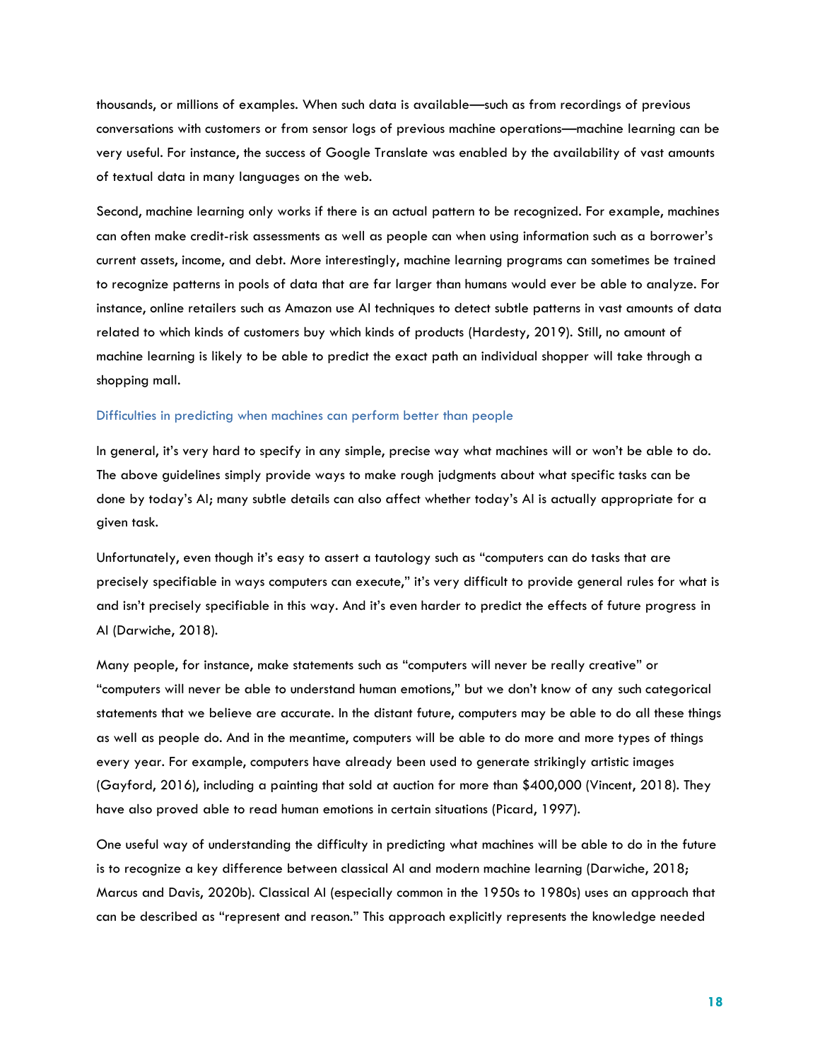thousands, or millions of examples. When such data is available—such as from recordings of previous conversations with customers or from sensor logs of previous machine operations—machine learning can be very useful. For instance, the success of Google Translate was enabled by the availability of vast amounts of textual data in many languages on the web.

Second, machine learning only works if there is an actual pattern to be recognized. For example, machines can often make credit-risk assessments as well as people can when using information such as a borrower's current assets, income, and debt. More interestingly, machine learning programs can sometimes be trained to recognize patterns in pools of data that are far larger than humans would ever be able to analyze. For instance, online retailers such as Amazon use AI techniques to detect subtle patterns in vast amounts of data related to which kinds of customers buy which kinds of products (Hardesty, 2019). Still, no amount of machine learning is likely to be able to predict the exact path an individual shopper will take through a shopping mall.

### Difficulties in predicting when machines can perform better than people

In general, it's very hard to specify in any simple, precise way what machines will or won't be able to do. The above guidelines simply provide ways to make rough judgments about what specific tasks can be done by today's AI; many subtle details can also affect whether today's AI is actually appropriate for a given task.

Unfortunately, even though it's easy to assert a tautology such as "computers can do tasks that are precisely specifiable in ways computers can execute," it's very difficult to provide general rules for what is and isn't precisely specifiable in this way. And it's even harder to predict the effects of future progress in AI (Darwiche, 2018).

Many people, for instance, make statements such as "computers will never be really creative" or "computers will never be able to understand human emotions," but we don't know of any such categorical statements that we believe are accurate. In the distant future, computers may be able to do all these things as well as people do. And in the meantime, computers will be able to do more and more types of things every year. For example, computers have already been used to generate strikingly artistic images (Gayford, 2016), including a painting that sold at auction for more than $400,000 (Vincent, 2018). They have also proved able to read human emotions in certain situations (Picard, 1997).

One useful way of understanding the difficulty in predicting what machines will be able to do in the future is to recognize a key difference between classical AI and modern machine learning (Darwiche, 2018; Marcus and Davis, 2020b). Classical AI (especially common in the 1950s to 1980s) uses an approach that can be described as "represent and reason." This approach explicitly represents the knowledge needed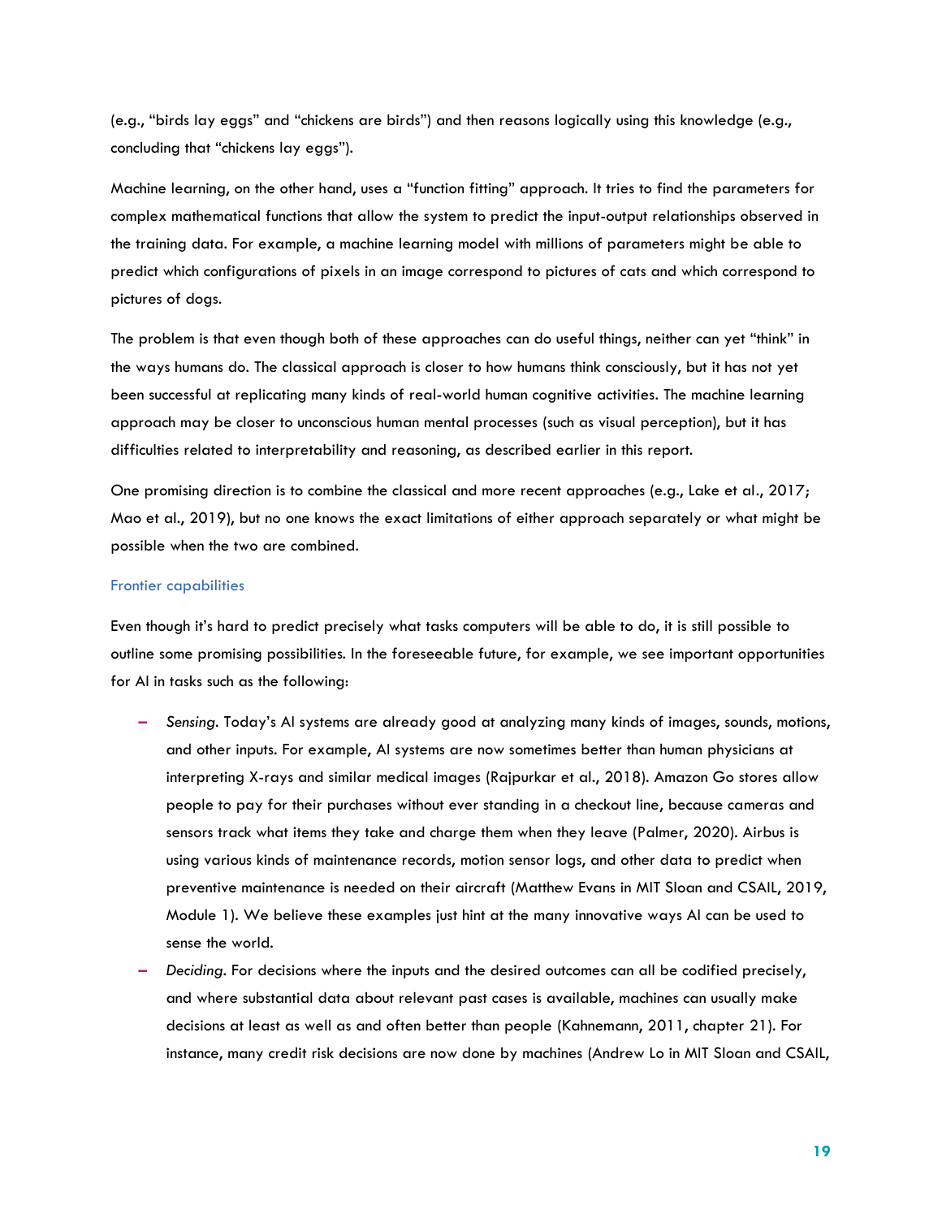(e.g., "birds lay eggs" and "chickens are birds") and then reasons logically using this knowledge (e.g., concluding that "chickens lay eggs").

Machine learning, on the other hand, uses a "function fitting" approach. It tries to find the parameters for complex mathematical functions that allow the system to predict the input-output relationships observed in the training data. For example, a machine learning model with millions of parameters might be able to predict which configurations of pixels in an image correspond to pictures of cats and which correspond to pictures of dogs.

The problem is that even though both of these approaches can do useful things, neither can yet "think" in the ways humans do. The classical approach is closer to how humans think consciously, but it has not yet been successful at replicating many kinds of real-world human cognitive activities. The machine learning approach may be closer to unconscious human mental processes (such as visual perception), but it has difficulties related to interpretability and reasoning, as described earlier in this report.

One promising direction is to combine the classical and more recent approaches (e.g., Lake et al., 2017; Mao et al., 2019), but no one knows the exact limitations of either approach separately or what might be possible when the two are combined.

### Frontier capabilities

Even though it's hard to predict precisely what tasks computers will be able to do, it is still possible to outline some promising possibilities. In the foreseeable future, for example, we see important opportunities for AI in tasks such as the following:

- *Sensing*. Today's AI systems are already good at analyzing many kinds of images, sounds, motions, and other inputs. For example, AI systems are now sometimes better than human physicians at interpreting X-rays and similar medical images (Rajpurkar et al., 2018). Amazon Go stores allow people to pay for their purchases without ever standing in a checkout line, because cameras and sensors track what items they take and charge them when they leave (Palmer, 2020). Airbus is using various kinds of maintenance records, motion sensor logs, and other data to predict when preventive maintenance is needed on their aircraft (Matthew Evans in MIT Sloan and CSAIL, 2019, Module 1). We believe these examples just hint at the many innovative ways AI can be used to sense the world.
- *Deciding*. For decisions where the inputs and the desired outcomes can all be codified precisely, and where substantial data about relevant past cases is available, machines can usually make decisions at least as well as and often better than people (Kahnemann, 2011, chapter 21). For instance, many credit risk decisions are now done by machines (Andrew Lo in MIT Sloan and CSAIL,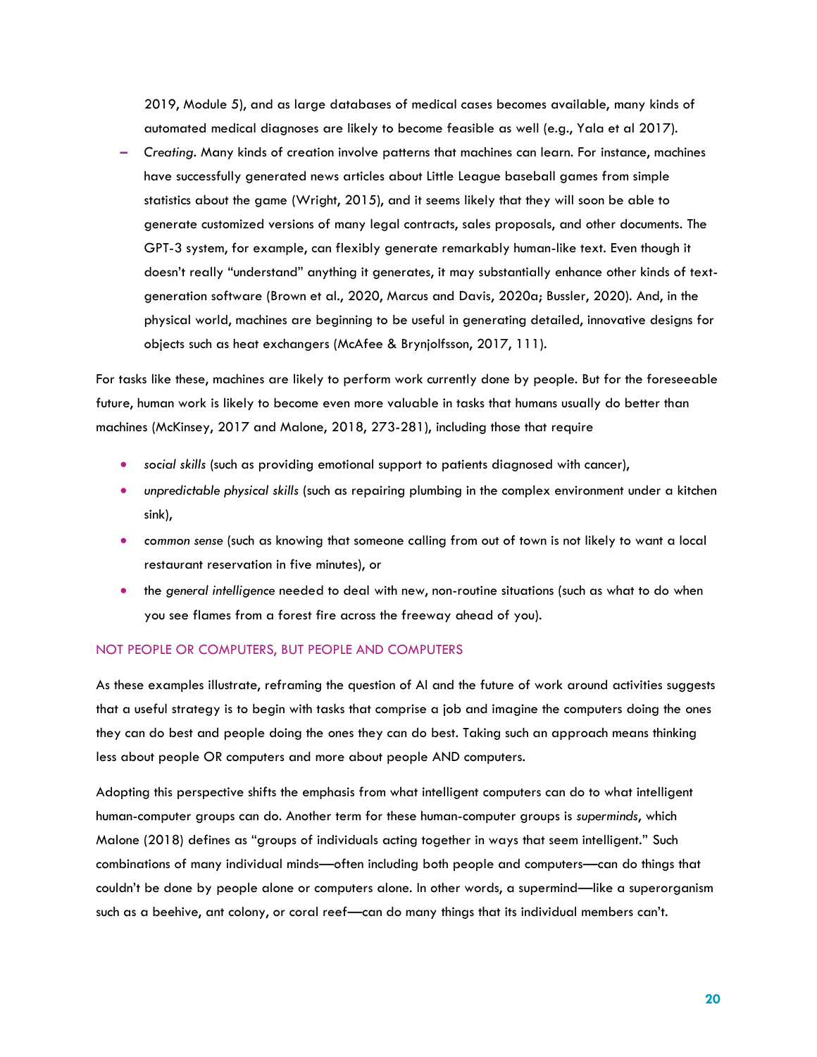2019, Module 5), and as large databases of medical cases becomes available, many kinds of automated medical diagnoses are likely to become feasible as well (e.g., Yala et al 2017).

- *Creating*. Many kinds of creation involve patterns that machines can learn. For instance, machines have successfully generated news articles about Little League baseball games from simple statistics about the game (Wright, 2015), and it seems likely that they will soon be able to generate customized versions of many legal contracts, sales proposals, and other documents. The GPT-3 system, for example, can flexibly generate remarkably human-like text. Even though it doesn't really "understand" anything it generates, it may substantially enhance other kinds of text-generation software (Brown et al., 2020, Marcus and Davis, 2020a; Bussler, 2020). And, in the physical world, machines are beginning to be useful in generating detailed, innovative designs for objects such as heat exchangers (McAfee & Brynjolfsson, 2017, 111).

For tasks like these, machines are likely to perform work currently done by people. But for the foreseeable future, human work is likely to become even more valuable in tasks that humans usually do better than machines (McKinsey, 2017 and Malone, 2018, 273-281), including those that require

- *social skills* (such as providing emotional support to patients diagnosed with cancer),
- *unpredictable physical skills* (such as repairing plumbing in the complex environment under a kitchen sink),
- *common sense* (such as knowing that someone calling from out of town is not likely to want a local restaurant reservation in five minutes), or
- the *general intelligence* needed to deal with new, non-routine situations (such as what to do when you see flames from a forest fire across the freeway ahead of you).

## NOT PEOPLE OR COMPUTERS, BUT PEOPLE AND COMPUTERS

As these examples illustrate, reframing the question of AI and the future of work around activities suggests that a useful strategy is to begin with tasks that comprise a job and imagine the computers doing the ones they can do best and people doing the ones they can do best. Taking such an approach means thinking less about people OR computers and more about people AND computers.

Adopting this perspective shifts the emphasis from what intelligent computers can do to what intelligent human-computer groups can do. Another term for these human-computer groups is *superminds*, which Malone (2018) defines as "groups of individuals acting together in ways that seem intelligent." Such combinations of many individual minds—often including both people and computers—can do things that couldn't be done by people alone or computers alone. In other words, a supermind—like a superorganism such as a beehive, ant colony, or coral reef—can do many things that its individual members can't.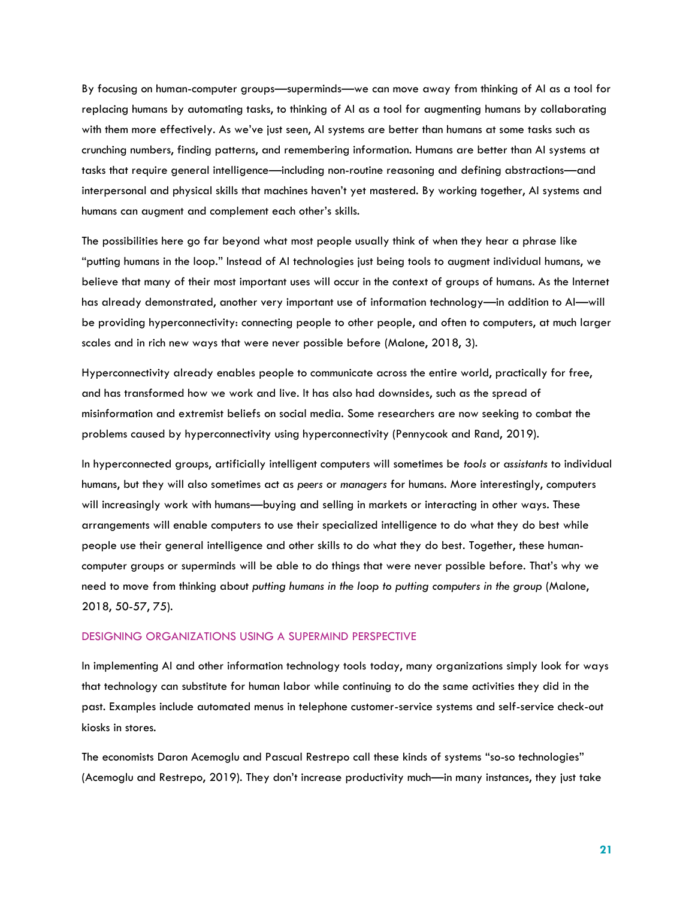By focusing on human-computer groups—superminds—we can move away from thinking of AI as a tool for replacing humans by automating tasks, to thinking of AI as a tool for augmenting humans by collaborating with them more effectively. As we've just seen, AI systems are better than humans at some tasks such as crunching numbers, finding patterns, and remembering information. Humans are better than AI systems at tasks that require general intelligence—including non-routine reasoning and defining abstractions—and interpersonal and physical skills that machines haven't yet mastered. By working together, AI systems and humans can augment and complement each other's skills.

The possibilities here go far beyond what most people usually think of when they hear a phrase like "putting humans in the loop." Instead of AI technologies just being tools to augment individual humans, we believe that many of their most important uses will occur in the context of groups of humans. As the Internet has already demonstrated, another very important use of information technology—in addition to AI—will be providing hyperconnectivity: connecting people to other people, and often to computers, at much larger scales and in rich new ways that were never possible before (Malone, 2018, 3).

Hyperconnectivity already enables people to communicate across the entire world, practically for free, and has transformed how we work and live. It has also had downsides, such as the spread of misinformation and extremist beliefs on social media. Some researchers are now seeking to combat the problems caused by hyperconnectivity using hyperconnectivity (Pennycook and Rand, 2019).

In hyperconnected groups, artificially intelligent computers will sometimes be *tools* or *assistants* to individual humans, but they will also sometimes act as *peers* or *managers* for humans. More interestingly, computers will increasingly work with humans—buying and selling in markets or interacting in other ways. These arrangements will enable computers to use their specialized intelligence to do what they do best while people use their general intelligence and other skills to do what they do best. Together, these human-computer groups or superminds will be able to do things that were never possible before. That's why we need to move from thinking about *putting humans in the loop to putting computers in the group* (Malone, 2018, 50-57, 75).

## DESIGNING ORGANIZATIONS USING A SUPERMIND PERSPECTIVE

In implementing AI and other information technology tools today, many organizations simply look for ways that technology can substitute for human labor while continuing to do the same activities they did in the past. Examples include automated menus in telephone customer-service systems and self-service check-out kiosks in stores.

The economists Daron Acemoglu and Pascual Restrepo call these kinds of systems "so-so technologies" (Acemoglu and Restrepo, 2019). They don't increase productivity much—in many instances, they just take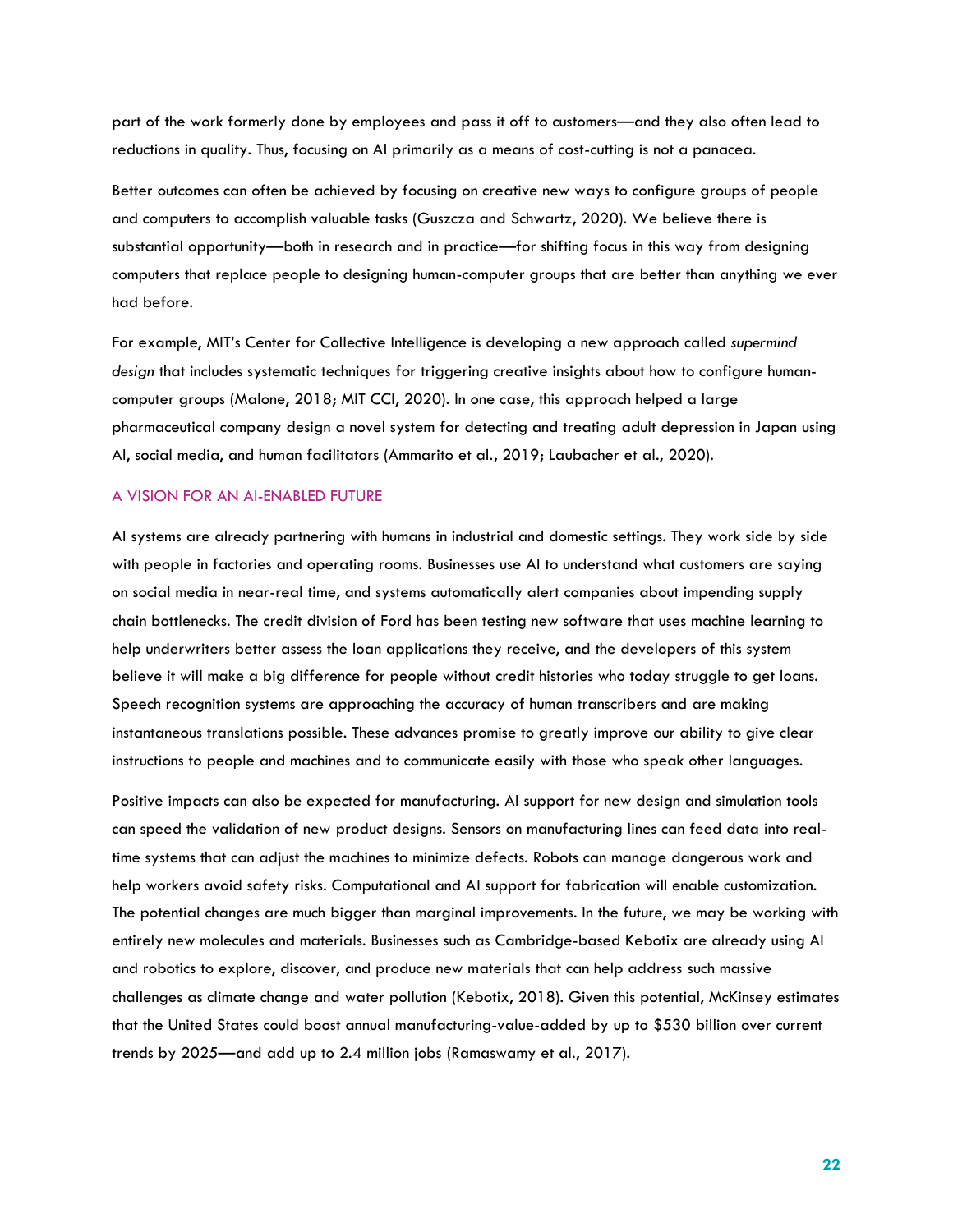part of the work formerly done by employees and pass it off to customers—and they also often lead to reductions in quality. Thus, focusing on AI primarily as a means of cost-cutting is not a panacea.

Better outcomes can often be achieved by focusing on creative new ways to configure groups of people and computers to accomplish valuable tasks (Guszcza and Schwartz, 2020). We believe there is substantial opportunity—both in research and in practice—for shifting focus in this way from designing computers that replace people to designing human-computer groups that are better than anything we ever had before.

For example, MIT's Center for Collective Intelligence is developing a new approach called *supermind design* that includes systematic techniques for triggering creative insights about how to configure human-computer groups (Malone, 2018; MIT CCI, 2020). In one case, this approach helped a large pharmaceutical company design a novel system for detecting and treating adult depression in Japan using AI, social media, and human facilitators (Ammarito et al., 2019; Laubacher et al., 2020).

## A VISION FOR AN AI-ENABLED FUTURE

AI systems are already partnering with humans in industrial and domestic settings. They work side by side with people in factories and operating rooms. Businesses use AI to understand what customers are saying on social media in near-real time, and systems automatically alert companies about impending supply chain bottlenecks. The credit division of Ford has been testing new software that uses machine learning to help underwriters better assess the loan applications they receive, and the developers of this system believe it will make a big difference for people without credit histories who today struggle to get loans. Speech recognition systems are approaching the accuracy of human transcribers and are making instantaneous translations possible. These advances promise to greatly improve our ability to give clear instructions to people and machines and to communicate easily with those who speak other languages.

Positive impacts can also be expected for manufacturing. AI support for new design and simulation tools can speed the validation of new product designs. Sensors on manufacturing lines can feed data into real-time systems that can adjust the machines to minimize defects. Robots can manage dangerous work and help workers avoid safety risks. Computational and AI support for fabrication will enable customization. The potential changes are much bigger than marginal improvements. In the future, we may be working with entirely new molecules and materials. Businesses such as Cambridge-based Kebotix are already using AI and robotics to explore, discover, and produce new materials that can help address such massive challenges as climate change and water pollution (Kebotix, 2018). Given this potential, McKinsey estimates that the United States could boost annual manufacturing-value-added by up to $530 billion over current trends by 2025—and add up to 2.4 million jobs (Ramaswamy et al., 2017).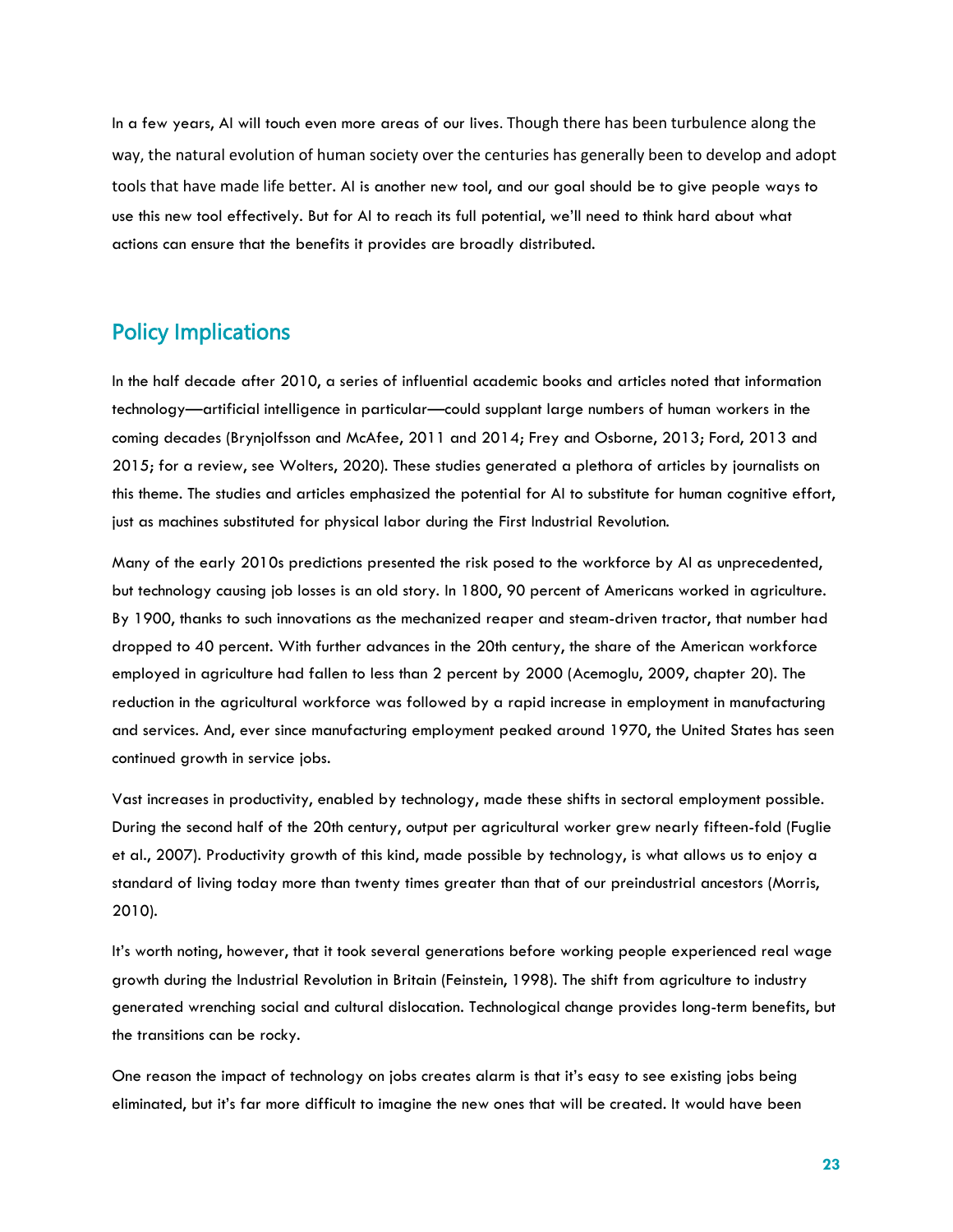In a few years, AI will touch even more areas of our lives. Though there has been turbulence along the way, the natural evolution of human society over the centuries has generally been to develop and adopt tools that have made life better. AI is another new tool, and our goal should be to give people ways to use this new tool effectively. But for AI to reach its full potential, we'll need to think hard about what actions can ensure that the benefits it provides are broadly distributed.

## Policy Implications

In the half decade after 2010, a series of influential academic books and articles noted that information technology—artificial intelligence in particular—could supplant large numbers of human workers in the coming decades (Brynjolfsson and McAfee, 2011 and 2014; Frey and Osborne, 2013; Ford, 2013 and 2015; for a review, see Wolters, 2020). These studies generated a plethora of articles by journalists on this theme. The studies and articles emphasized the potential for AI to substitute for human cognitive effort, just as machines substituted for physical labor during the First Industrial Revolution.

Many of the early 2010s predictions presented the risk posed to the workforce by AI as unprecedented, but technology causing job losses is an old story. In 1800, 90 percent of Americans worked in agriculture. By 1900, thanks to such innovations as the mechanized reaper and steam-driven tractor, that number had dropped to 40 percent. With further advances in the 20th century, the share of the American workforce employed in agriculture had fallen to less than 2 percent by 2000 (Acemoglu, 2009, chapter 20). The reduction in the agricultural workforce was followed by a rapid increase in employment in manufacturing and services. And, ever since manufacturing employment peaked around 1970, the United States has seen continued growth in service jobs.

Vast increases in productivity, enabled by technology, made these shifts in sectoral employment possible. During the second half of the 20th century, output per agricultural worker grew nearly fifteen-fold (Fuglie et al., 2007). Productivity growth of this kind, made possible by technology, is what allows us to enjoy a standard of living today more than twenty times greater than that of our preindustrial ancestors (Morris, 2010).

It's worth noting, however, that it took several generations before working people experienced real wage growth during the Industrial Revolution in Britain (Feinstein, 1998). The shift from agriculture to industry generated wrenching social and cultural dislocation. Technological change provides long-term benefits, but the transitions can be rocky.

One reason the impact of technology on jobs creates alarm is that it's easy to see existing jobs being eliminated, but it's far more difficult to imagine the new ones that will be created. It would have been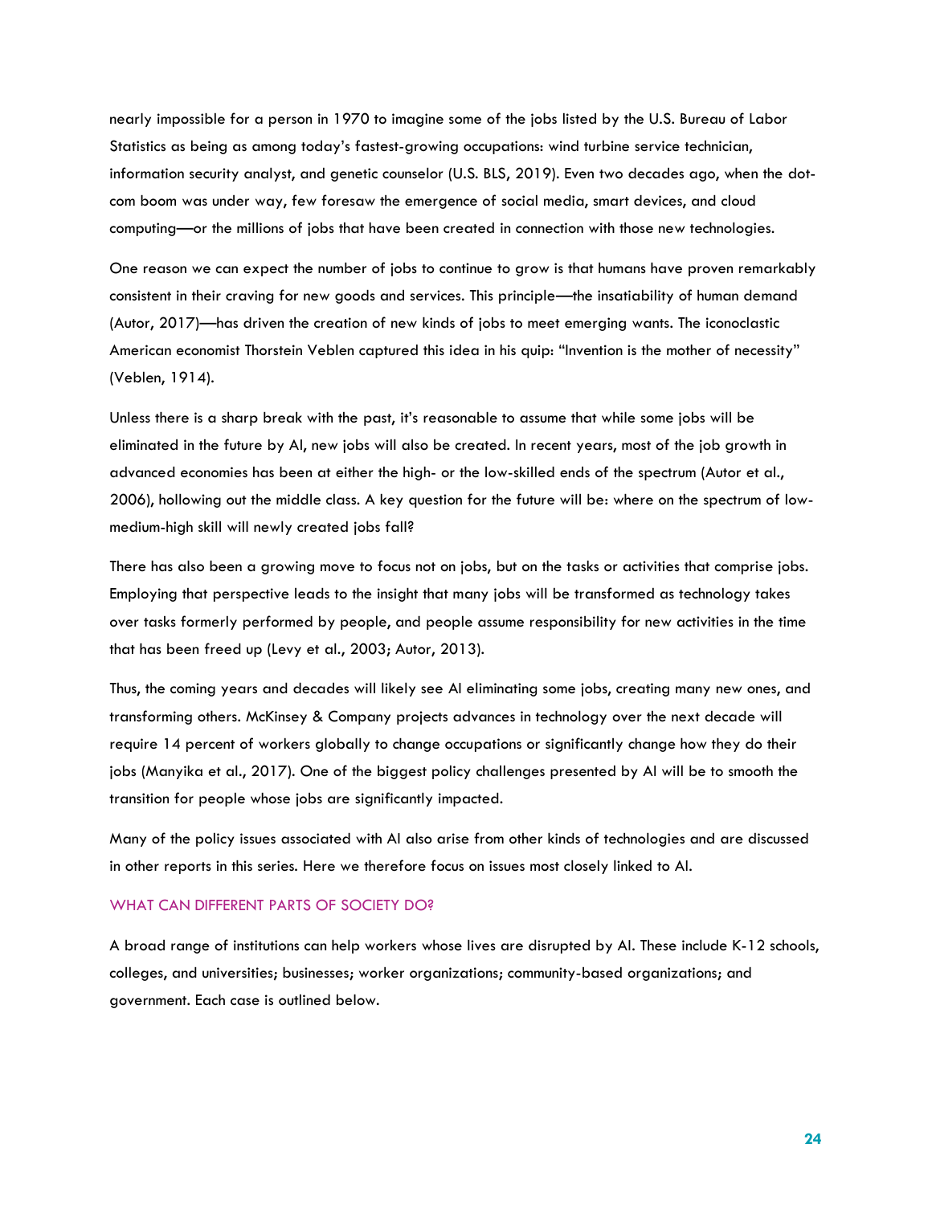nearly impossible for a person in 1970 to imagine some of the jobs listed by the U.S. Bureau of Labor Statistics as being as among today's fastest-growing occupations: wind turbine service technician, information security analyst, and genetic counselor (U.S. BLS, 2019). Even two decades ago, when the dot-com boom was under way, few foresaw the emergence of social media, smart devices, and cloud computing—or the millions of jobs that have been created in connection with those new technologies.

One reason we can expect the number of jobs to continue to grow is that humans have proven remarkably consistent in their craving for new goods and services. This principle—the insatiability of human demand (Autor, 2017)—has driven the creation of new kinds of jobs to meet emerging wants. The iconoclastic American economist Thorstein Veblen captured this idea in his quip: "Invention is the mother of necessity" (Veblen, 1914).

Unless there is a sharp break with the past, it's reasonable to assume that while some jobs will be eliminated in the future by AI, new jobs will also be created. In recent years, most of the job growth in advanced economies has been at either the high- or the low-skilled ends of the spectrum (Autor et al., 2006), hollowing out the middle class. A key question for the future will be: where on the spectrum of low-medium-high skill will newly created jobs fall?

There has also been a growing move to focus not on jobs, but on the tasks or activities that comprise jobs. Employing that perspective leads to the insight that many jobs will be transformed as technology takes over tasks formerly performed by people, and people assume responsibility for new activities in the time that has been freed up (Levy et al., 2003; Autor, 2013).

Thus, the coming years and decades will likely see AI eliminating some jobs, creating many new ones, and transforming others. McKinsey & Company projects advances in technology over the next decade will require 14 percent of workers globally to change occupations or significantly change how they do their jobs (Manyika et al., 2017). One of the biggest policy challenges presented by AI will be to smooth the transition for people whose jobs are significantly impacted.

Many of the policy issues associated with AI also arise from other kinds of technologies and are discussed in other reports in this series. Here we therefore focus on issues most closely linked to AI.

### WHAT CAN DIFFERENT PARTS OF SOCIETY DO?

A broad range of institutions can help workers whose lives are disrupted by AI. These include K-12 schools, colleges, and universities; businesses; worker organizations; community-based organizations; and government. Each case is outlined below.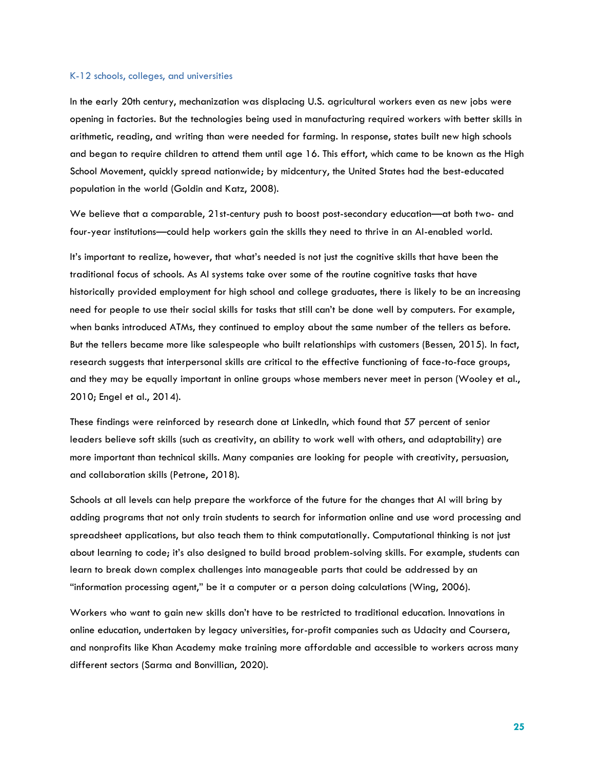### K-12 schools, colleges, and universities

In the early 20th century, mechanization was displacing U.S. agricultural workers even as new jobs were opening in factories. But the technologies being used in manufacturing required workers with better skills in arithmetic, reading, and writing than were needed for farming. In response, states built new high schools and began to require children to attend them until age 16. This effort, which came to be known as the High School Movement, quickly spread nationwide; by midcentury, the United States had the best-educated population in the world (Goldin and Katz, 2008).

We believe that a comparable, 21st-century push to boost post-secondary education—at both two- and four-year institutions—could help workers gain the skills they need to thrive in an AI-enabled world.

It's important to realize, however, that what's needed is not just the cognitive skills that have been the traditional focus of schools. As AI systems take over some of the routine cognitive tasks that have historically provided employment for high school and college graduates, there is likely to be an increasing need for people to use their social skills for tasks that still can't be done well by computers. For example, when banks introduced ATMs, they continued to employ about the same number of the tellers as before. But the tellers became more like salespeople who built relationships with customers (Bessen, 2015). In fact, research suggests that interpersonal skills are critical to the effective functioning of face-to-face groups, and they may be equally important in online groups whose members never meet in person (Wooley et al., 2010; Engel et al., 2014).

These findings were reinforced by research done at LinkedIn, which found that 57 percent of senior leaders believe soft skills (such as creativity, an ability to work well with others, and adaptability) are more important than technical skills. Many companies are looking for people with creativity, persuasion, and collaboration skills (Petrone, 2018).

Schools at all levels can help prepare the workforce of the future for the changes that AI will bring by adding programs that not only train students to search for information online and use word processing and spreadsheet applications, but also teach them to think computationally. Computational thinking is not just about learning to code; it's also designed to build broad problem-solving skills. For example, students can learn to break down complex challenges into manageable parts that could be addressed by an "information processing agent," be it a computer or a person doing calculations (Wing, 2006).

Workers who want to gain new skills don't have to be restricted to traditional education. Innovations in online education, undertaken by legacy universities, for-profit companies such as Udacity and Coursera, and nonprofits like Khan Academy make training more affordable and accessible to workers across many different sectors (Sarma and Bonvillian, 2020).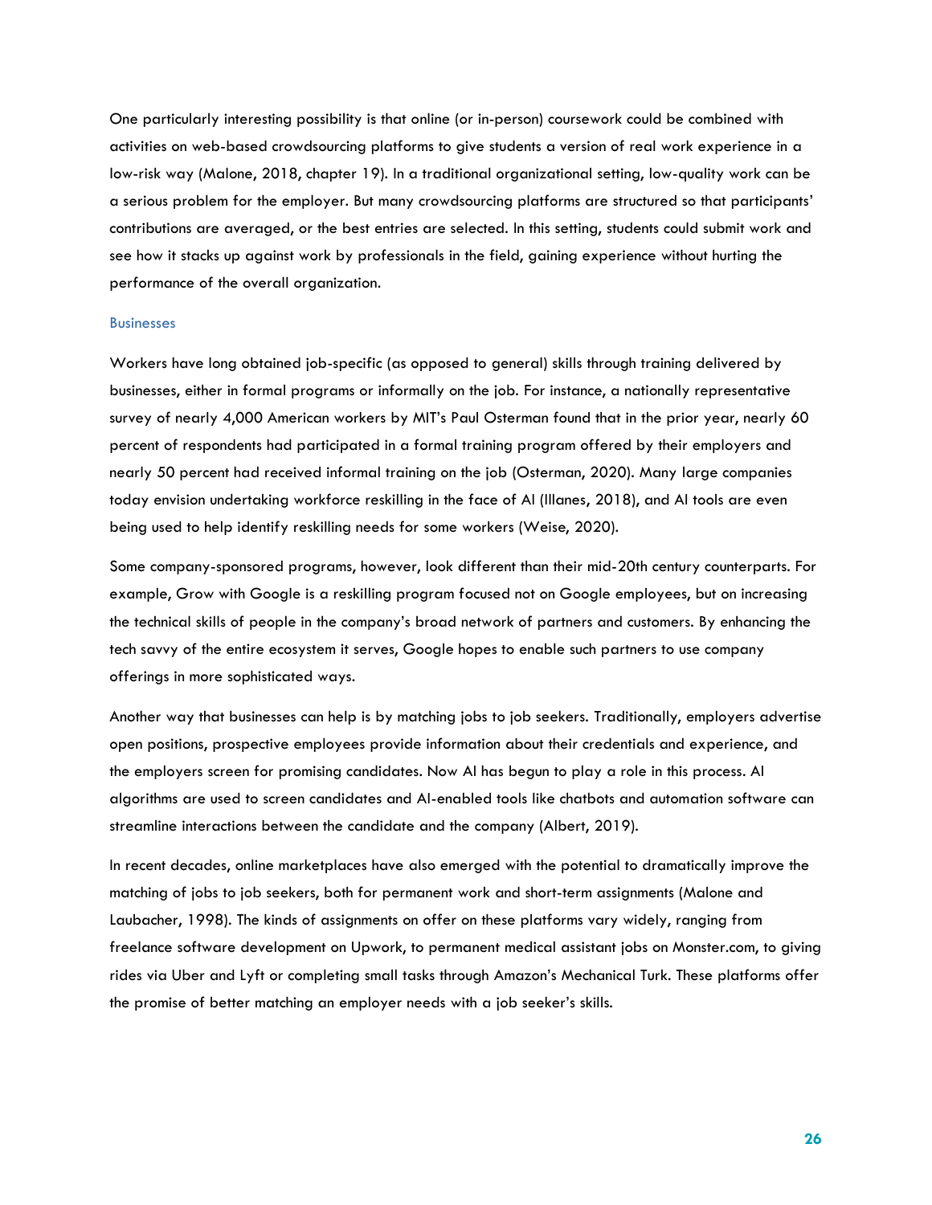One particularly interesting possibility is that online (or in-person) coursework could be combined with activities on web-based crowdsourcing platforms to give students a version of real work experience in a low-risk way (Malone, 2018, chapter 19). In a traditional organizational setting, low-quality work can be a serious problem for the employer. But many crowdsourcing platforms are structured so that participants' contributions are averaged, or the best entries are selected. In this setting, students could submit work and see how it stacks up against work by professionals in the field, gaining experience without hurting the performance of the overall organization.

### Businesses

Workers have long obtained job-specific (as opposed to general) skills through training delivered by businesses, either in formal programs or informally on the job. For instance, a nationally representative survey of nearly 4,000 American workers by MIT's Paul Osterman found that in the prior year, nearly 60 percent of respondents had participated in a formal training program offered by their employers and nearly 50 percent had received informal training on the job (Osterman, 2020). Many large companies today envision undertaking workforce reskilling in the face of AI (Illanes, 2018), and AI tools are even being used to help identify reskilling needs for some workers (Weise, 2020).

Some company-sponsored programs, however, look different than their mid-20th century counterparts. For example, Grow with Google is a reskilling program focused not on Google employees, but on increasing the technical skills of people in the company's broad network of partners and customers. By enhancing the tech savvy of the entire ecosystem it serves, Google hopes to enable such partners to use company offerings in more sophisticated ways.

Another way that businesses can help is by matching jobs to job seekers. Traditionally, employers advertise open positions, prospective employees provide information about their credentials and experience, and the employers screen for promising candidates. Now AI has begun to play a role in this process. AI algorithms are used to screen candidates and AI-enabled tools like chatbots and automation software can streamline interactions between the candidate and the company (Albert, 2019).

In recent decades, online marketplaces have also emerged with the potential to dramatically improve the matching of jobs to job seekers, both for permanent work and short-term assignments (Malone and Laubacher, 1998). The kinds of assignments on offer on these platforms vary widely, ranging from freelance software development on Upwork, to permanent medical assistant jobs on Monster.com, to giving rides via Uber and Lyft or completing small tasks through Amazon's Mechanical Turk. These platforms offer the promise of better matching an employer needs with a job seeker's skills.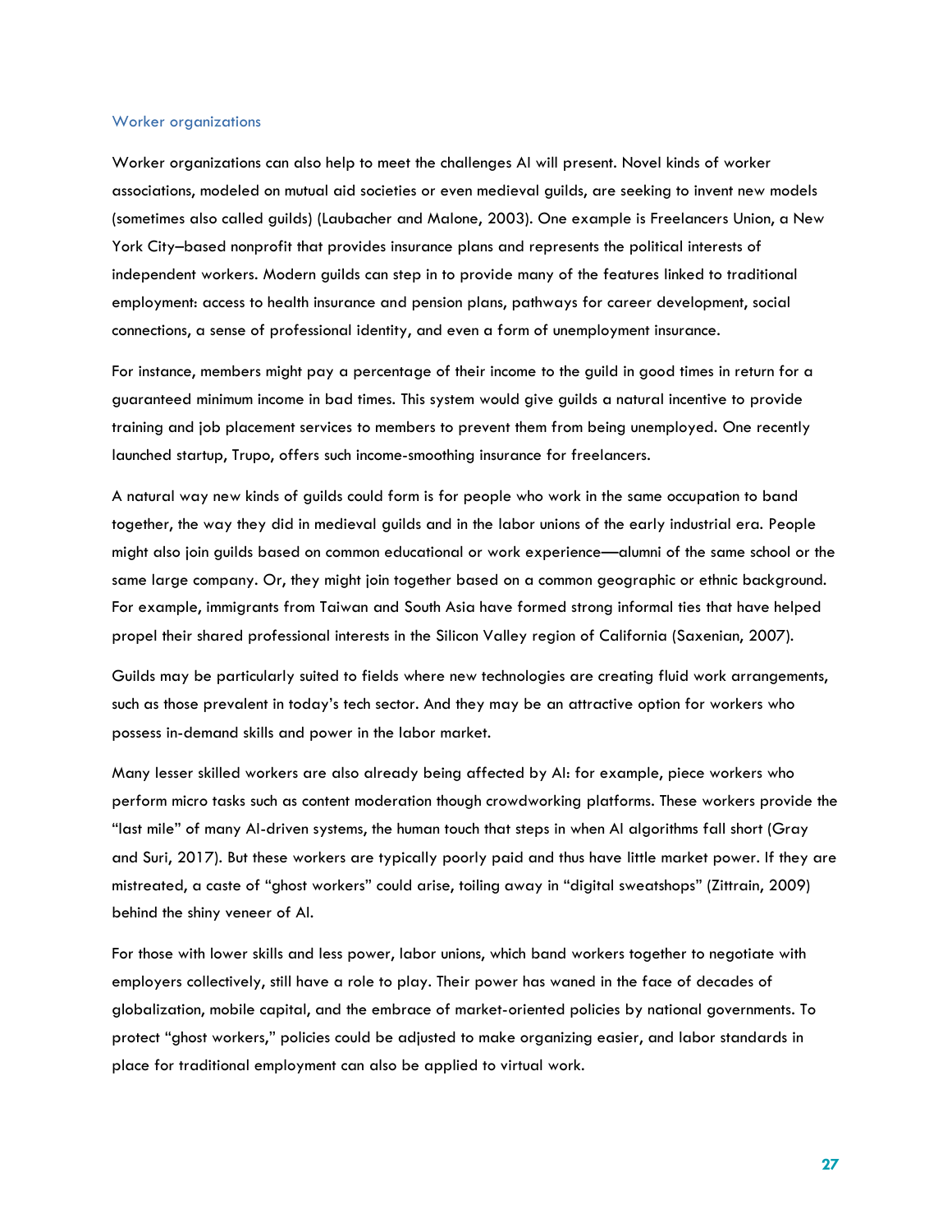### Worker organizations

Worker organizations can also help to meet the challenges AI will present. Novel kinds of worker associations, modeled on mutual aid societies or even medieval guilds, are seeking to invent new models (sometimes also called guilds) (Laubacher and Malone, 2003). One example is Freelancers Union, a New York City–based nonprofit that provides insurance plans and represents the political interests of independent workers. Modern guilds can step in to provide many of the features linked to traditional employment: access to health insurance and pension plans, pathways for career development, social connections, a sense of professional identity, and even a form of unemployment insurance.

For instance, members might pay a percentage of their income to the guild in good times in return for a guaranteed minimum income in bad times. This system would give guilds a natural incentive to provide training and job placement services to members to prevent them from being unemployed. One recently launched startup, Trupo, offers such income-smoothing insurance for freelancers.

A natural way new kinds of guilds could form is for people who work in the same occupation to band together, the way they did in medieval guilds and in the labor unions of the early industrial era. People might also join guilds based on common educational or work experience—alumni of the same school or the same large company. Or, they might join together based on a common geographic or ethnic background. For example, immigrants from Taiwan and South Asia have formed strong informal ties that have helped propel their shared professional interests in the Silicon Valley region of California (Saxenian, 2007).

Guilds may be particularly suited to fields where new technologies are creating fluid work arrangements, such as those prevalent in today's tech sector. And they may be an attractive option for workers who possess in-demand skills and power in the labor market.

Many lesser skilled workers are also already being affected by AI: for example, piece workers who perform micro tasks such as content moderation though crowdworking platforms. These workers provide the "last mile" of many AI-driven systems, the human touch that steps in when AI algorithms fall short (Gray and Suri, 2017). But these workers are typically poorly paid and thus have little market power. If they are mistreated, a caste of "ghost workers" could arise, toiling away in "digital sweatshops" (Zittrain, 2009) behind the shiny veneer of AI.

For those with lower skills and less power, labor unions, which band workers together to negotiate with employers collectively, still have a role to play. Their power has waned in the face of decades of globalization, mobile capital, and the embrace of market-oriented policies by national governments. To protect "ghost workers," policies could be adjusted to make organizing easier, and labor standards in place for traditional employment can also be applied to virtual work.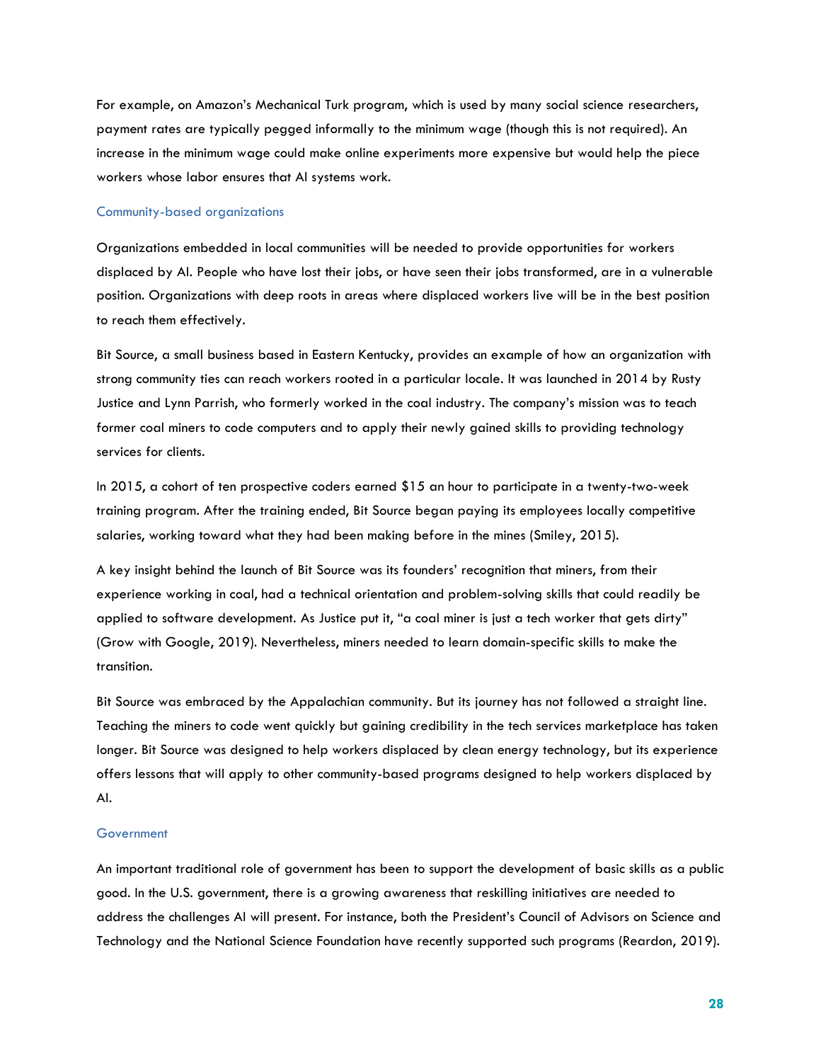For example, on Amazon's Mechanical Turk program, which is used by many social science researchers, payment rates are typically pegged informally to the minimum wage (though this is not required). An increase in the minimum wage could make online experiments more expensive but would help the piece workers whose labor ensures that AI systems work.

### Community-based organizations

Organizations embedded in local communities will be needed to provide opportunities for workers displaced by AI. People who have lost their jobs, or have seen their jobs transformed, are in a vulnerable position. Organizations with deep roots in areas where displaced workers live will be in the best position to reach them effectively.

Bit Source, a small business based in Eastern Kentucky, provides an example of how an organization with strong community ties can reach workers rooted in a particular locale. It was launched in 2014 by Rusty Justice and Lynn Parrish, who formerly worked in the coal industry. The company's mission was to teach former coal miners to code computers and to apply their newly gained skills to providing technology services for clients.

In 2015, a cohort of ten prospective coders earned $15 an hour to participate in a twenty-two-week training program. After the training ended, Bit Source began paying its employees locally competitive salaries, working toward what they had been making before in the mines (Smiley, 2015).

A key insight behind the launch of Bit Source was its founders' recognition that miners, from their experience working in coal, had a technical orientation and problem-solving skills that could readily be applied to software development. As Justice put it, "a coal miner is just a tech worker that gets dirty" (Grow with Google, 2019). Nevertheless, miners needed to learn domain-specific skills to make the transition.

Bit Source was embraced by the Appalachian community. But its journey has not followed a straight line. Teaching the miners to code went quickly but gaining credibility in the tech services marketplace has taken longer. Bit Source was designed to help workers displaced by clean energy technology, but its experience offers lessons that will apply to other community-based programs designed to help workers displaced by AI.

### Government

An important traditional role of government has been to support the development of basic skills as a public good. In the U.S. government, there is a growing awareness that reskilling initiatives are needed to address the challenges AI will present. For instance, both the President's Council of Advisors on Science and Technology and the National Science Foundation have recently supported such programs (Reardon, 2019).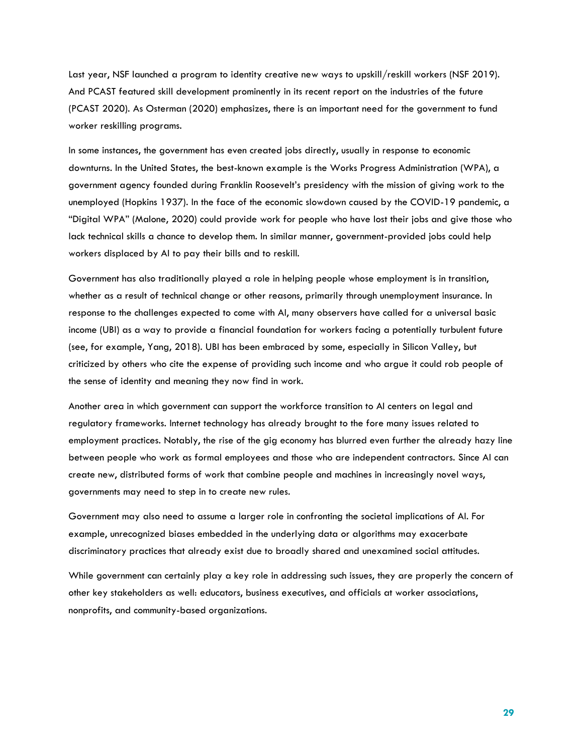Last year, NSF launched a program to identity creative new ways to upskill/reskill workers (NSF 2019). And PCAST featured skill development prominently in its recent report on the industries of the future (PCAST 2020). As Osterman (2020) emphasizes, there is an important need for the government to fund worker reskilling programs.

In some instances, the government has even created jobs directly, usually in response to economic downturns. In the United States, the best-known example is the Works Progress Administration (WPA), a government agency founded during Franklin Roosevelt's presidency with the mission of giving work to the unemployed (Hopkins 1937). In the face of the economic slowdown caused by the COVID-19 pandemic, a "Digital WPA" (Malone, 2020) could provide work for people who have lost their jobs and give those who lack technical skills a chance to develop them. In similar manner, government-provided jobs could help workers displaced by AI to pay their bills and to reskill.

Government has also traditionally played a role in helping people whose employment is in transition, whether as a result of technical change or other reasons, primarily through unemployment insurance. In response to the challenges expected to come with AI, many observers have called for a universal basic income (UBI) as a way to provide a financial foundation for workers facing a potentially turbulent future (see, for example, Yang, 2018). UBI has been embraced by some, especially in Silicon Valley, but criticized by others who cite the expense of providing such income and who argue it could rob people of the sense of identity and meaning they now find in work.

Another area in which government can support the workforce transition to AI centers on legal and regulatory frameworks. Internet technology has already brought to the fore many issues related to employment practices. Notably, the rise of the gig economy has blurred even further the already hazy line between people who work as formal employees and those who are independent contractors. Since AI can create new, distributed forms of work that combine people and machines in increasingly novel ways, governments may need to step in to create new rules.

Government may also need to assume a larger role in confronting the societal implications of AI. For example, unrecognized biases embedded in the underlying data or algorithms may exacerbate discriminatory practices that already exist due to broadly shared and unexamined social attitudes.

While government can certainly play a key role in addressing such issues, they are properly the concern of other key stakeholders as well: educators, business executives, and officials at worker associations, nonprofits, and community-based organizations.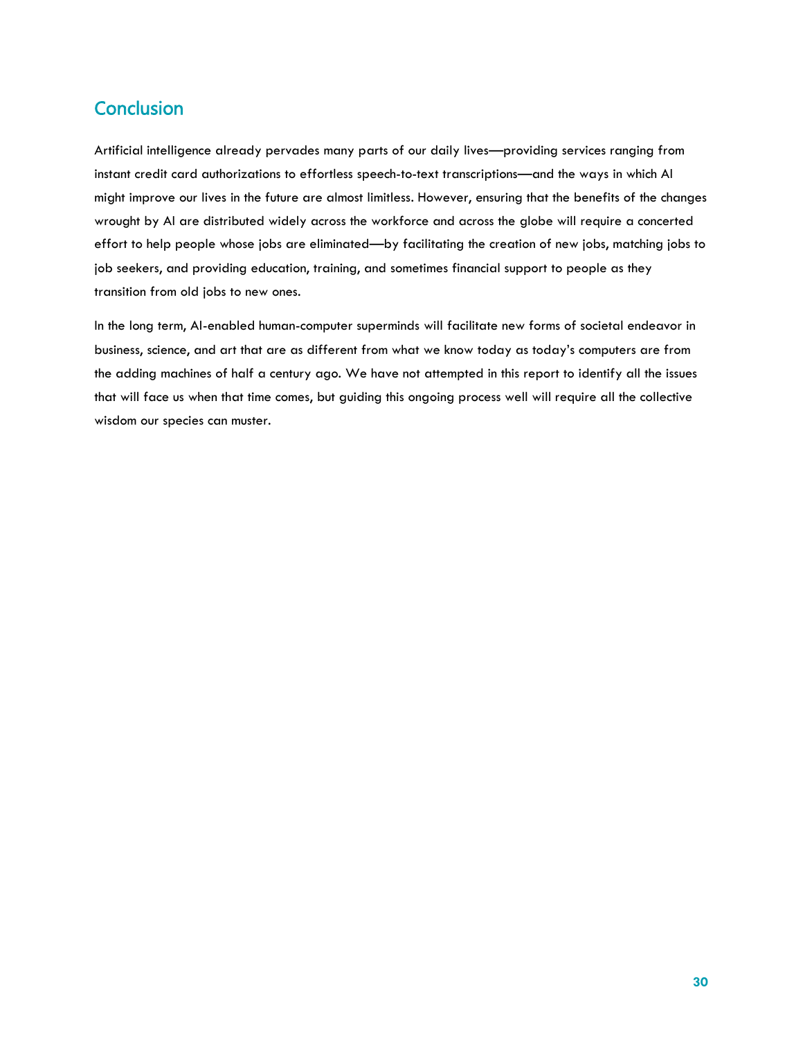## Conclusion

Artificial intelligence already pervades many parts of our daily lives—providing services ranging from instant credit card authorizations to effortless speech-to-text transcriptions—and the ways in which AI might improve our lives in the future are almost limitless. However, ensuring that the benefits of the changes wrought by AI are distributed widely across the workforce and across the globe will require a concerted effort to help people whose jobs are eliminated—by facilitating the creation of new jobs, matching jobs to job seekers, and providing education, training, and sometimes financial support to people as they transition from old jobs to new ones.

In the long term, AI-enabled human-computer superminds will facilitate new forms of societal endeavor in business, science, and art that are as different from what we know today as today's computers are from the adding machines of half a century ago. We have not attempted in this report to identify all the issues that will face us when that time comes, but guiding this ongoing process well will require all the collective wisdom our species can muster.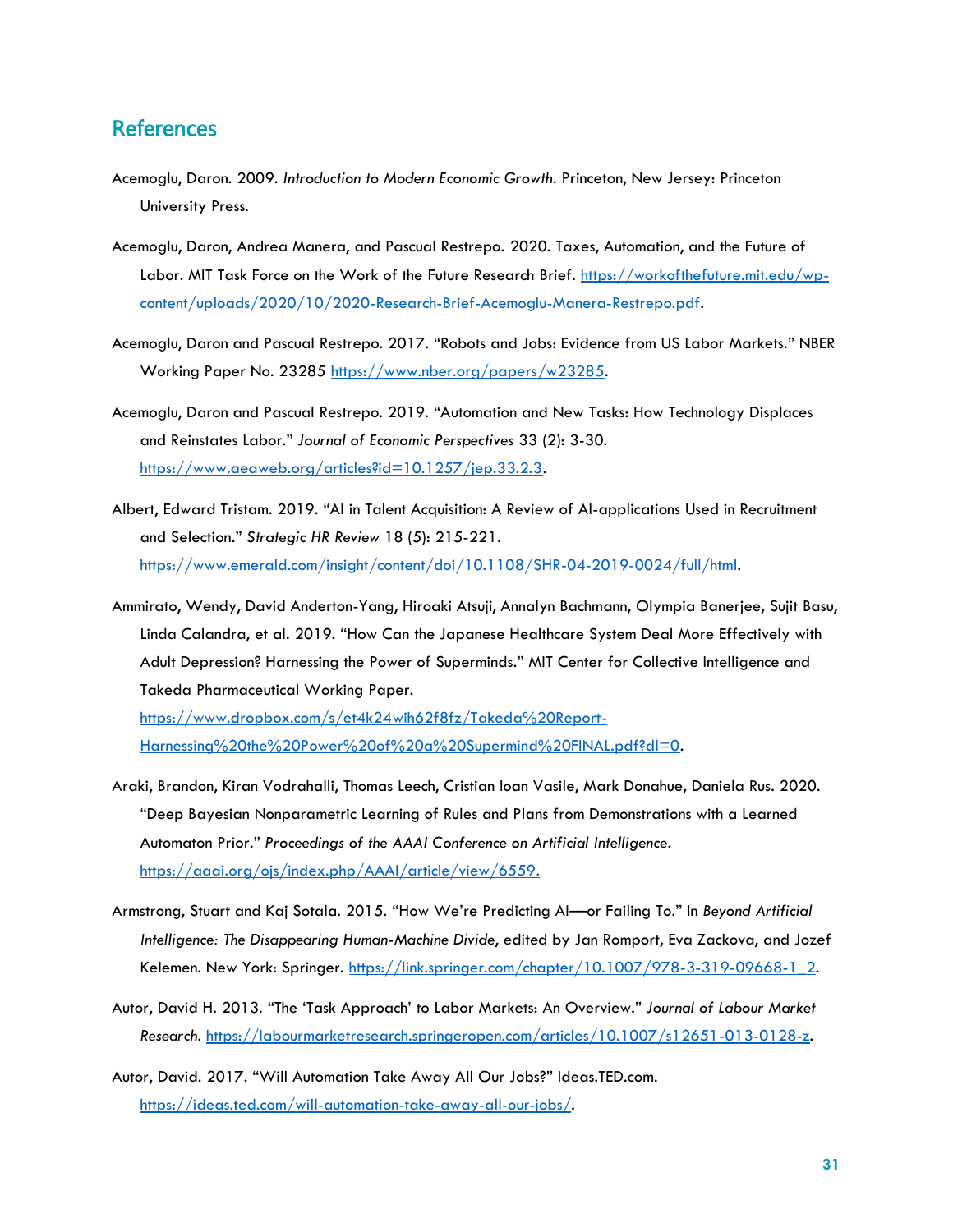## References

Acemoglu, Daron. 2009. *Introduction to Modern Economic Growth.* Princeton, New Jersey: Princeton University Press.

Acemoglu, Daron, Andrea Manera, and Pascual Restrepo. 2020. Taxes, Automation, and the Future of Labor. MIT Task Force on the Work of the Future Research Brief. https://workofthefuture.mit.edu/wp-content/uploads/2020/10/2020-Research-Brief-Acemoglu-Manera-Restrepo.pdf.

Acemoglu, Daron and Pascual Restrepo. 2017. "Robots and Jobs: Evidence from US Labor Markets." NBER Working Paper No. 23285 https://www.nber.org/papers/w23285.

Acemoglu, Daron and Pascual Restrepo. 2019. "Automation and New Tasks: How Technology Displaces and Reinstates Labor." *Journal of Economic Perspectives* 33 (2): 3-30. https://www.aeaweb.org/articles?id=10.1257/jep.33.2.3.

Albert, Edward Tristam. 2019. "AI in Talent Acquisition: A Review of AI-applications Used in Recruitment and Selection." *Strategic HR Review* 18 (5): 215-221. https://www.emerald.com/insight/content/doi/10.1108/SHR-04-2019-0024/full/html.

Ammirato, Wendy, David Anderton-Yang, Hiroaki Atsuji, Annalyn Bachmann, Olympia Banerjee, Sujit Basu, Linda Calandra, et al. 2019. "How Can the Japanese Healthcare System Deal More Effectively with Adult Depression? Harnessing the Power of Superminds." MIT Center for Collective Intelligence and Takeda Pharmaceutical Working Paper. https://www.dropbox.com/s/et4k24wih62f8fz/Takeda%20Report-Harnessing%20the%20Power%20of%20a%20Supermind%20FINAL.pdf?dl=0.

Araki, Brandon, Kiran Vodrahalli, Thomas Leech, Cristian Ioan Vasile, Mark Donahue, Daniela Rus. 2020. "Deep Bayesian Nonparametric Learning of Rules and Plans from Demonstrations with a Learned Automaton Prior." *Proceedings of the AAAI Conference on Artificial Intelligence*. https://aaai.org/ojs/index.php/AAAI/article/view/6559.

Armstrong, Stuart and Kaj Sotala. 2015. "How We're Predicting AI—or Failing To." In *Beyond Artificial Intelligence: The Disappearing Human-Machine Divide*, edited by Jan Romport, Eva Zackova, and Jozef Kelemen. New York: Springer. https://link.springer.com/chapter/10.1007/978-3-319-09668-1_2.

Autor, David H. 2013. "The 'Task Approach' to Labor Markets: An Overview." *Journal of Labour Market Research*. https://labourmarketresearch.springeropen.com/articles/10.1007/s12651-013-0128-z.

Autor, David. 2017. "Will Automation Take Away All Our Jobs?" Ideas.TED.com. https://ideas.ted.com/will-automation-take-away-all-our-jobs/.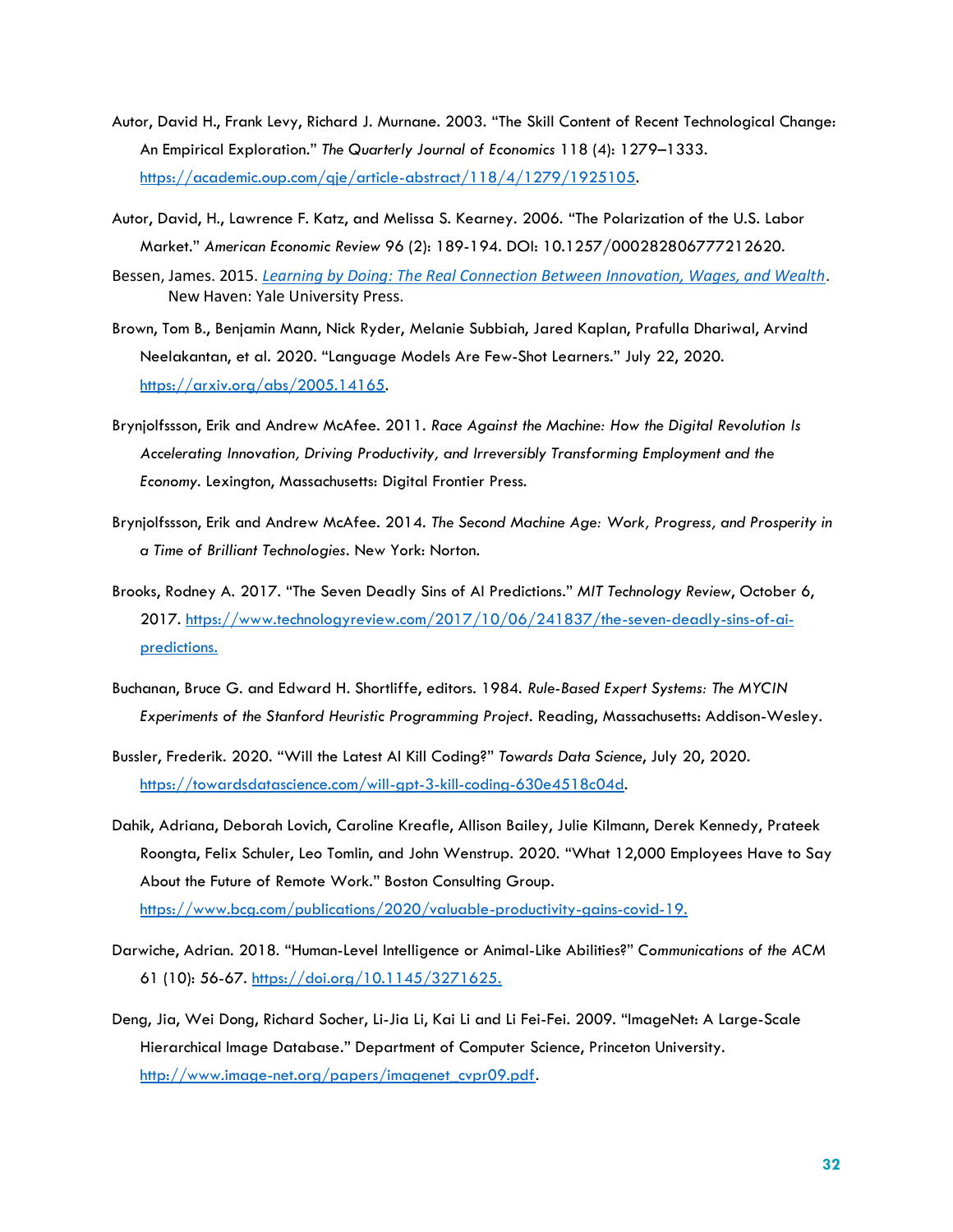Autor, David H., Frank Levy, Richard J. Murnane. 2003. "The Skill Content of Recent Technological Change: An Empirical Exploration." *The Quarterly Journal of Economics* 118 (4): 1279–1333. https://academic.oup.com/qje/article-abstract/118/4/1279/1925105.

Autor, David, H., Lawrence F. Katz, and Melissa S. Kearney. 2006. "The Polarization of the U.S. Labor Market." *American Economic Review* 96 (2): 189-194. DOI: 10.1257/000282806777212620.

Bessen, James. 2015. *Learning by Doing: The Real Connection Between Innovation, Wages, and Wealth*. New Haven: Yale University Press.

Brown, Tom B., Benjamin Mann, Nick Ryder, Melanie Subbiah, Jared Kaplan, Prafulla Dhariwal, Arvind Neelakantan, et al. 2020. "Language Models Are Few-Shot Learners." July 22, 2020. https://arxiv.org/abs/2005.14165.

Brynjolfsson, Erik and Andrew McAfee. 2011. *Race Against the Machine: How the Digital Revolution Is Accelerating Innovation, Driving Productivity, and Irreversibly Transforming Employment and the Economy*. Lexington, Massachusetts: Digital Frontier Press.

Brynjolfsson, Erik and Andrew McAfee. 2014. *The Second Machine Age: Work, Progress, and Prosperity in a Time of Brilliant Technologies*. New York: Norton.

Brooks, Rodney A. 2017. "The Seven Deadly Sins of AI Predictions." *MIT Technology Review*, October 6, 2017. https://www.technologyreview.com/2017/10/06/241837/the-seven-deadly-sins-of-ai-predictions.

Buchanan, Bruce G. and Edward H. Shortliffe, editors. 1984. *Rule-Based Expert Systems: The MYCIN Experiments of the Stanford Heuristic Programming Project*. Reading, Massachusetts: Addison-Wesley.

Bussler, Frederik. 2020. "Will the Latest AI Kill Coding?" *Towards Data Science*, July 20, 2020. https://towardsdatascience.com/will-gpt-3-kill-coding-630e4518c04d.

Dahik, Adriana, Deborah Lovich, Caroline Kreafle, Allison Bailey, Julie Kilmann, Derek Kennedy, Prateek Roongta, Felix Schuler, Leo Tomlin, and John Wenstrup. 2020. "What 12,000 Employees Have to Say About the Future of Remote Work." Boston Consulting Group. https://www.bcg.com/publications/2020/valuable-productivity-gains-covid-19.

Darwiche, Adrian. 2018. "Human-Level Intelligence or Animal-Like Abilities?" *Communications of the ACM* 61 (10): 56-67. https://doi.org/10.1145/3271625.

Deng, Jia, Wei Dong, Richard Socher, Li-Jia Li, Kai Li and Li Fei-Fei. 2009. "ImageNet: A Large-Scale Hierarchical Image Database." Department of Computer Science, Princeton University. http://www.image-net.org/papers/imagenet_cvpr09.pdf.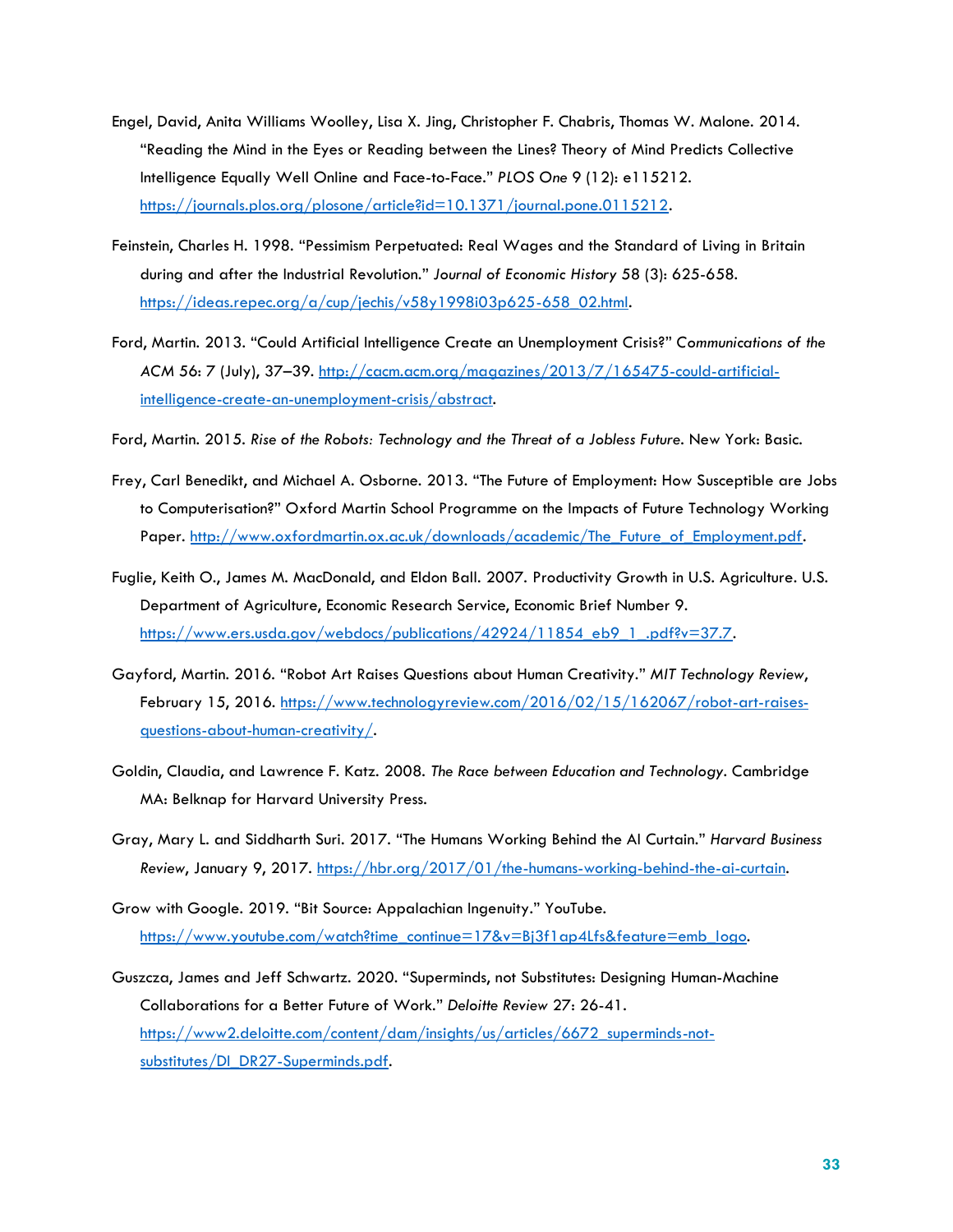Engel, David, Anita Williams Woolley, Lisa X. Jing, Christopher F. Chabris, Thomas W. Malone. 2014. "Reading the Mind in the Eyes or Reading between the Lines? Theory of Mind Predicts Collective Intelligence Equally Well Online and Face-to-Face." *PLOS One* 9 (12): e115212. https://journals.plos.org/plosone/article?id=10.1371/journal.pone.0115212.

Feinstein, Charles H. 1998. "Pessimism Perpetuated: Real Wages and the Standard of Living in Britain during and after the Industrial Revolution." *Journal of Economic History* 58 (3): 625-658. https://ideas.repec.org/a/cup/jechis/v58y1998i03p625-658_02.html.

Ford, Martin. 2013. "Could Artificial Intelligence Create an Unemployment Crisis?" *Communications of the ACM* 56: 7 (July), 37–39. http://cacm.acm.org/magazines/2013/7/165475-could-artificial-intelligence-create-an-unemployment-crisis/abstract.

Ford, Martin. 2015. *Rise of the Robots: Technology and the Threat of a Jobless Future*. New York: Basic.

Frey, Carl Benedikt, and Michael A. Osborne. 2013. "The Future of Employment: How Susceptible are Jobs to Computerisation?" Oxford Martin School Programme on the Impacts of Future Technology Working Paper. http://www.oxfordmartin.ox.ac.uk/downloads/academic/The_Future_of_Employment.pdf.

Fuglie, Keith O., James M. MacDonald, and Eldon Ball. 2007. Productivity Growth in U.S. Agriculture. U.S. Department of Agriculture, Economic Research Service, Economic Brief Number 9. https://www.ers.usda.gov/webdocs/publications/42924/11854_eb9_1_.pdf?v=37.7.

Gayford, Martin. 2016. "Robot Art Raises Questions about Human Creativity." *MIT Technology Review*, February 15, 2016. https://www.technologyreview.com/2016/02/15/162067/robot-art-raises-questions-about-human-creativity/.

Goldin, Claudia, and Lawrence F. Katz. 2008. *The Race between Education and Technology*. Cambridge MA: Belknap for Harvard University Press.

Gray, Mary L. and Siddharth Suri. 2017. "The Humans Working Behind the AI Curtain." *Harvard Business Review*, January 9, 2017. https://hbr.org/2017/01/the-humans-working-behind-the-ai-curtain.

Grow with Google. 2019. "Bit Source: Appalachian Ingenuity." YouTube. https://www.youtube.com/watch?time_continue=17&v=Bj3f1ap4Lfs&feature=emb_logo.

Guszcza, James and Jeff Schwartz. 2020. "Superminds, not Substitutes: Designing Human-Machine Collaborations for a Better Future of Work." *Deloitte Review* 27: 26-41. https://www2.deloitte.com/content/dam/insights/us/articles/6672_superminds-not-substitutes/DI_DR27-Superminds.pdf.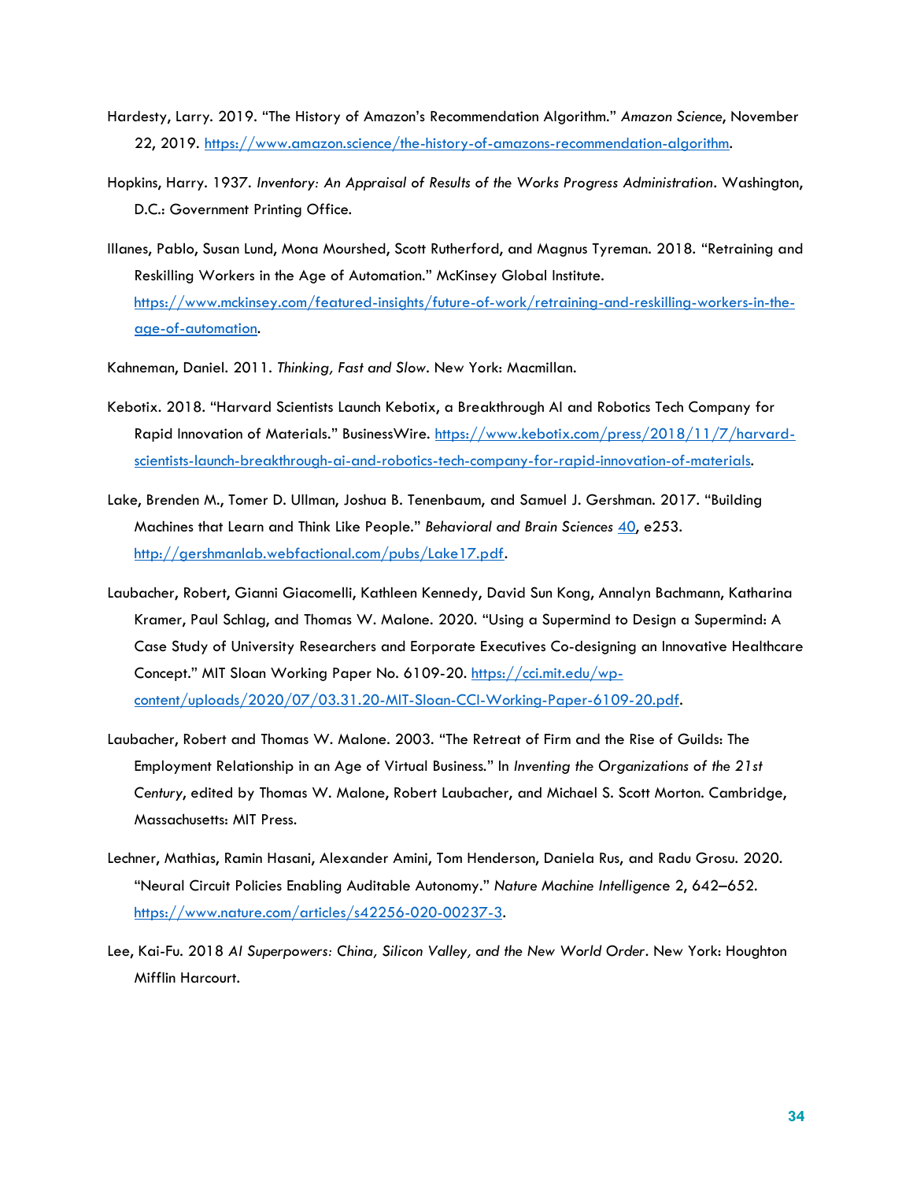Hardesty, Larry. 2019. "The History of Amazon's Recommendation Algorithm." *Amazon Science*, November 22, 2019. https://www.amazon.science/the-history-of-amazons-recommendation-algorithm.

Hopkins, Harry. 1937. *Inventory: An Appraisal of Results of the Works Progress Administration*. Washington, D.C.: Government Printing Office.

Illanes, Pablo, Susan Lund, Mona Mourshed, Scott Rutherford, and Magnus Tyreman. 2018. "Retraining and Reskilling Workers in the Age of Automation." McKinsey Global Institute. https://www.mckinsey.com/featured-insights/future-of-work/retraining-and-reskilling-workers-in-the-age-of-automation.

Kahneman, Daniel. 2011. *Thinking, Fast and Slow*. New York: Macmillan.

Kebotix. 2018. "Harvard Scientists Launch Kebotix, a Breakthrough AI and Robotics Tech Company for Rapid Innovation of Materials." BusinessWire. https://www.kebotix.com/press/2018/11/7/harvard-scientists-launch-breakthrough-ai-and-robotics-tech-company-for-rapid-innovation-of-materials.

Lake, Brenden M., Tomer D. Ullman, Joshua B. Tenenbaum, and Samuel J. Gershman. 2017. "Building Machines that Learn and Think Like People." *Behavioral and Brain Sciences* 40, e253. http://gershmanlab.webfactional.com/pubs/Lake17.pdf.

Laubacher, Robert, Gianni Giacomelli, Kathleen Kennedy, David Sun Kong, Annalyn Bachmann, Katharina Kramer, Paul Schlag, and Thomas W. Malone. 2020. "Using a Supermind to Design a Supermind: A Case Study of University Researchers and Eorporate Executives Co-designing an Innovative Healthcare Concept." MIT Sloan Working Paper No. 6109-20. https://cci.mit.edu/wp-content/uploads/2020/07/03.31.20-MIT-Sloan-CCI-Working-Paper-6109-20.pdf.

Laubacher, Robert and Thomas W. Malone. 2003. "The Retreat of Firm and the Rise of Guilds: The Employment Relationship in an Age of Virtual Business." In *Inventing the Organizations of the 21st Century*, edited by Thomas W. Malone, Robert Laubacher, and Michael S. Scott Morton. Cambridge, Massachusetts: MIT Press.

Lechner, Mathias, Ramin Hasani, Alexander Amini, Tom Henderson, Daniela Rus, and Radu Grosu. 2020. "Neural Circuit Policies Enabling Auditable Autonomy." *Nature Machine Intelligence* 2, 642–652. https://www.nature.com/articles/s42256-020-00237-3.

Lee, Kai-Fu. 2018 *AI Superpowers: China, Silicon Valley, and the New World Order*. New York: Houghton Mifflin Harcourt.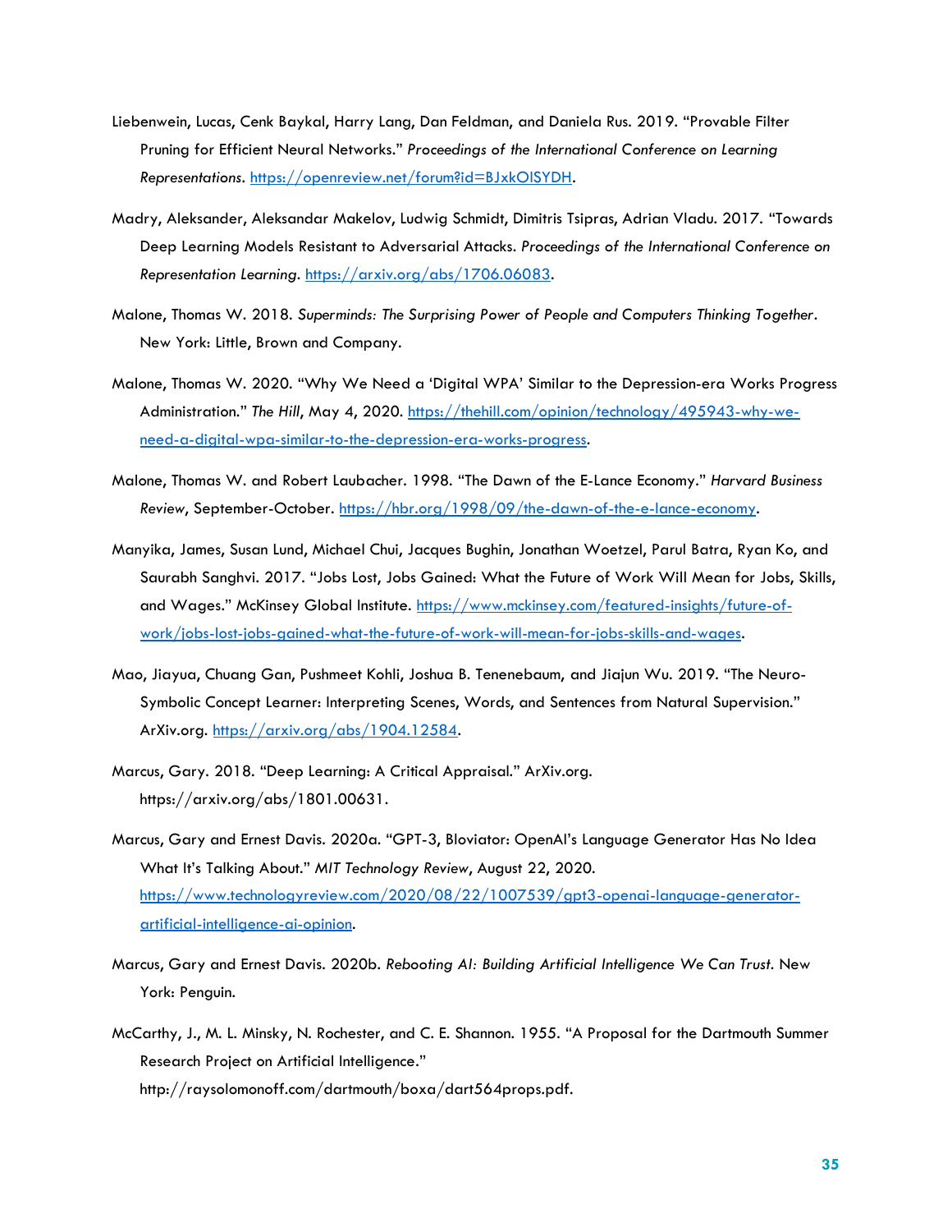Liebenwein, Lucas, Cenk Baykal, Harry Lang, Dan Feldman, and Daniela Rus. 2019. "Provable Filter Pruning for Efficient Neural Networks." *Proceedings of the International Conference on Learning Representations*. https://openreview.net/forum?id=BJxkOlSYDH.

Madry, Aleksander, Aleksandar Makelov, Ludwig Schmidt, Dimitris Tsipras, Adrian Vladu. 2017. "Towards Deep Learning Models Resistant to Adversarial Attacks. *Proceedings of the International Conference on Representation Learning*. https://arxiv.org/abs/1706.06083.

Malone, Thomas W. 2018. *Superminds: The Surprising Power of People and Computers Thinking Together*. New York: Little, Brown and Company.

Malone, Thomas W. 2020. "Why We Need a 'Digital WPA' Similar to the Depression-era Works Progress Administration." *The Hill*, May 4, 2020. https://thehill.com/opinion/technology/495943-why-we-need-a-digital-wpa-similar-to-the-depression-era-works-progress.

Malone, Thomas W. and Robert Laubacher. 1998. "The Dawn of the E-Lance Economy." *Harvard Business Review*, September-October. https://hbr.org/1998/09/the-dawn-of-the-e-lance-economy.

Manyika, James, Susan Lund, Michael Chui, Jacques Bughin, Jonathan Woetzel, Parul Batra, Ryan Ko, and Saurabh Sanghvi. 2017. "Jobs Lost, Jobs Gained: What the Future of Work Will Mean for Jobs, Skills, and Wages." McKinsey Global Institute. https://www.mckinsey.com/featured-insights/future-of-work/jobs-lost-jobs-gained-what-the-future-of-work-will-mean-for-jobs-skills-and-wages.

Mao, Jiayua, Chuang Gan, Pushmeet Kohli, Joshua B. Tenenebaum, and Jiajun Wu. 2019. "The Neuro-Symbolic Concept Learner: Interpreting Scenes, Words, and Sentences from Natural Supervision." ArXiv.org. https://arxiv.org/abs/1904.12584.

Marcus, Gary. 2018. "Deep Learning: A Critical Appraisal." ArXiv.org. https://arxiv.org/abs/1801.00631.

Marcus, Gary and Ernest Davis. 2020a. "GPT-3, Bloviator: OpenAI's Language Generator Has No Idea What It's Talking About." *MIT Technology Review*, August 22, 2020. https://www.technologyreview.com/2020/08/22/1007539/gpt3-openai-language-generator-artificial-intelligence-ai-opinion.

Marcus, Gary and Ernest Davis. 2020b. *Rebooting AI: Building Artificial Intelligence We Can Trust*. New York: Penguin.

McCarthy, J., M. L. Minsky, N. Rochester, and C. E. Shannon. 1955. "A Proposal for the Dartmouth Summer Research Project on Artificial Intelligence." http://raysolomonoff.com/dartmouth/boxa/dart564props.pdf.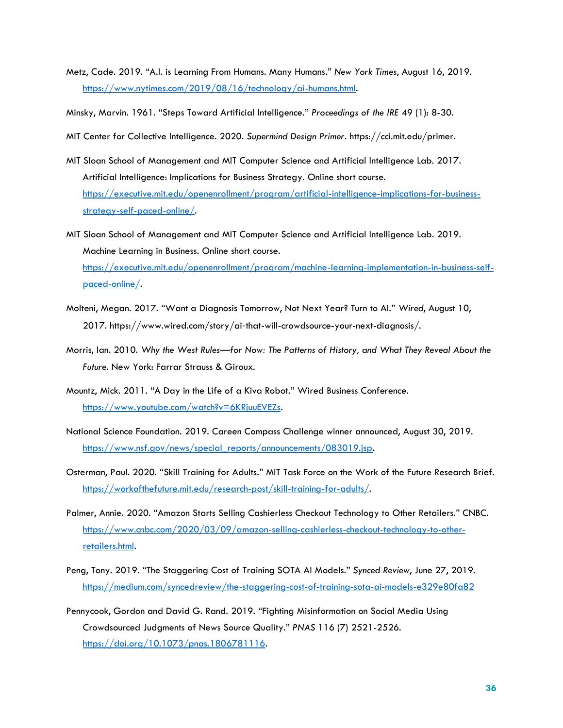Metz, Cade. 2019. "A.I. is Learning From Humans. Many Humans." *New York Times*, August 16, 2019. https://www.nytimes.com/2019/08/16/technology/ai-humans.html.

Minsky, Marvin. 1961. "Steps Toward Artificial Intelligence." *Proceedings of the IRE* 49 (1): 8-30.

MIT Center for Collective Intelligence. 2020. *Supermind Design Primer*. https://cci.mit.edu/primer.

MIT Sloan School of Management and MIT Computer Science and Artificial Intelligence Lab. 2017. Artificial Intelligence: Implications for Business Strategy. Online short course. https://executive.mit.edu/openenrollment/program/artificial-intelligence-implications-for-business-strategy-self-paced-online/.

MIT Sloan School of Management and MIT Computer Science and Artificial Intelligence Lab. 2019. Machine Learning in Business. Online short course. https://executive.mit.edu/openenrollment/program/machine-learning-implementation-in-business-self-paced-online/.

Molteni, Megan. 2017. "Want a Diagnosis Tomorrow, Not Next Year? Turn to AI." *Wired*, August 10, 2017. https://www.wired.com/story/ai-that-will-crowdsource-your-next-diagnosis/.

Morris, Ian. 2010. *Why the West Rules—for Now: The Patterns of History, and What They Reveal About the Future*. New York: Farrar Strauss & Giroux.

Mountz, Mick. 2011. "A Day in the Life of a Kiva Robot." Wired Business Conference. https://www.youtube.com/watch?v=6KRjuuEVEZs.

National Science Foundation. 2019. Careen Compass Challenge winner announced, August 30, 2019. https://www.nsf.gov/news/special_reports/announcements/083019.jsp.

Osterman, Paul. 2020. "Skill Training for Adults." MIT Task Force on the Work of the Future Research Brief. https://workofthefuture.mit.edu/research-post/skill-training-for-adults/.

Palmer, Annie. 2020. "Amazon Starts Selling Cashierless Checkout Technology to Other Retailers." CNBC. https://www.cnbc.com/2020/03/09/amazon-selling-cashierless-checkout-technology-to-other-retailers.html.

Peng, Tony. 2019. "The Staggering Cost of Training SOTA AI Models." *Synced Review*, June 27, 2019. https://medium.com/syncedreview/the-staggering-cost-of-training-sota-ai-models-e329e80fa82

Pennycook, Gordon and David G. Rand. 2019. "Fighting Misinformation on Social Media Using Crowdsourced Judgments of News Source Quality." *PNAS* 116 (7) 2521-2526. https://doi.org/10.1073/pnas.1806781116.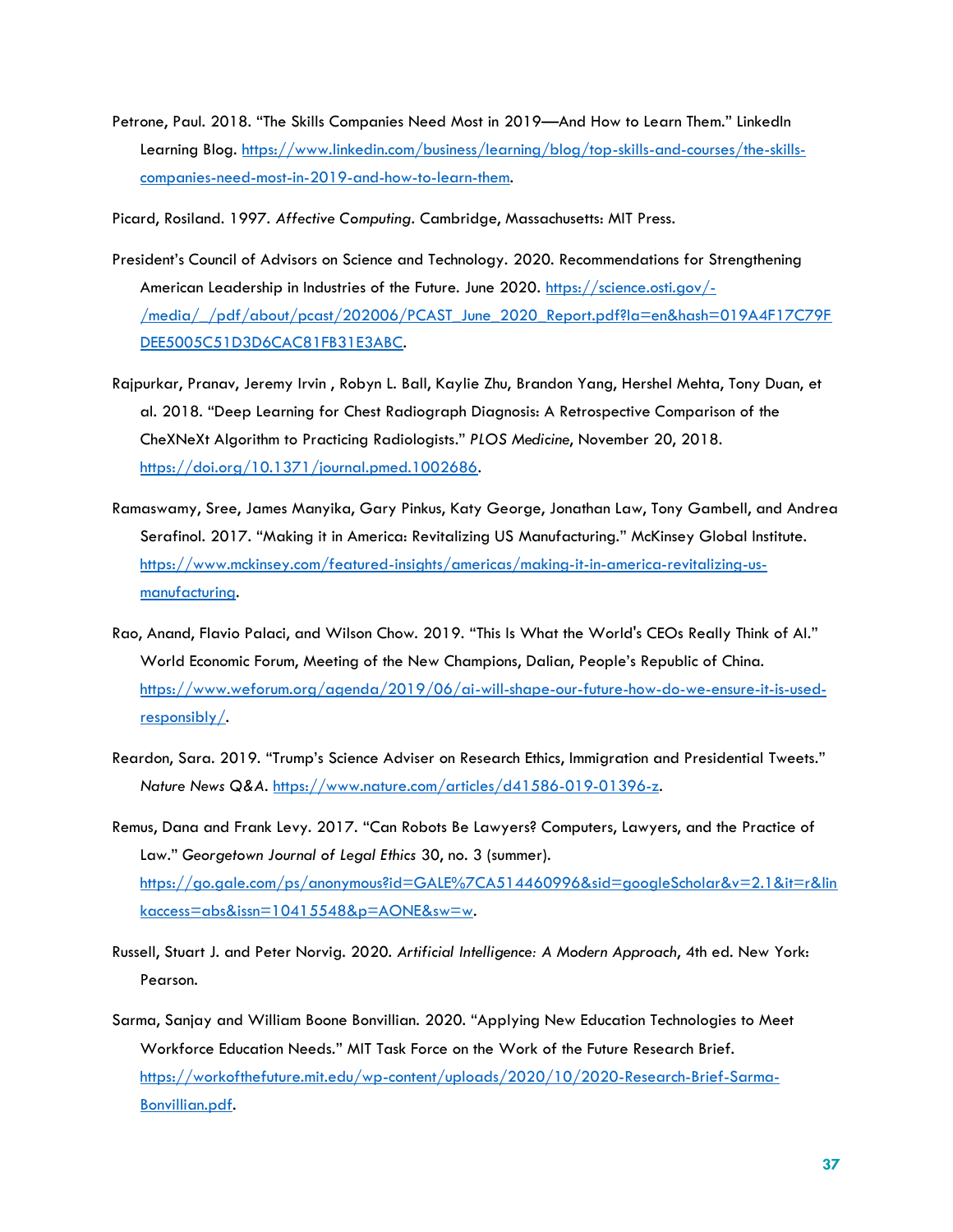Petrone, Paul. 2018. "The Skills Companies Need Most in 2019—And How to Learn Them." LinkedIn Learning Blog. https://www.linkedin.com/business/learning/blog/top-skills-and-courses/the-skills-companies-need-most-in-2019-and-how-to-learn-them.

Picard, Rosiland. 1997. *Affective Computing*. Cambridge, Massachusetts: MIT Press.

President's Council of Advisors on Science and Technology. 2020. Recommendations for Strengthening American Leadership in Industries of the Future. June 2020. https://science.osti.gov/-/media/_/pdf/about/pcast/202006/PCAST_June_2020_Report.pdf?la=en&hash=019A4F17C79FDEE5005C51D3D6CAC81FB31E3ABC.

Rajpurkar, Pranav, Jeremy Irvin , Robyn L. Ball, Kaylie Zhu, Brandon Yang, Hershel Mehta, Tony Duan, et al. 2018. "Deep Learning for Chest Radiograph Diagnosis: A Retrospective Comparison of the CheXNeXt Algorithm to Practicing Radiologists." *PLOS Medicine*, November 20, 2018. https://doi.org/10.1371/journal.pmed.1002686.

Ramaswamy, Sree, James Manyika, Gary Pinkus, Katy George, Jonathan Law, Tony Gambell, and Andrea Serafinol. 2017. "Making it in America: Revitalizing US Manufacturing." McKinsey Global Institute. https://www.mckinsey.com/featured-insights/americas/making-it-in-america-revitalizing-us-manufacturing.

Rao, Anand, Flavio Palaci, and Wilson Chow. 2019. "This Is What the World's CEOs Really Think of AI." World Economic Forum, Meeting of the New Champions, Dalian, People's Republic of China. https://www.weforum.org/agenda/2019/06/ai-will-shape-our-future-how-do-we-ensure-it-is-used-responsibly/.

Reardon, Sara. 2019. "Trump's Science Adviser on Research Ethics, Immigration and Presidential Tweets." *Nature News Q&A*. https://www.nature.com/articles/d41586-019-01396-z.

Remus, Dana and Frank Levy. 2017. "Can Robots Be Lawyers? Computers, Lawyers, and the Practice of Law." *Georgetown Journal of Legal Ethics* 30, no. 3 (summer). https://go.gale.com/ps/anonymous?id=GALE%7CA514460996&sid=googleScholar&v=2.1&it=r&linkaccess=abs&issn=10415548&p=AONE&sw=w.

Russell, Stuart J. and Peter Norvig. 2020. *Artificial Intelligence: A Modern Approach*, 4th ed. New York: Pearson.

Sarma, Sanjay and William Boone Bonvillian. 2020. "Applying New Education Technologies to Meet Workforce Education Needs." MIT Task Force on the Work of the Future Research Brief. https://workofthefuture.mit.edu/wp-content/uploads/2020/10/2020-Research-Brief-Sarma-Bonvillian.pdf.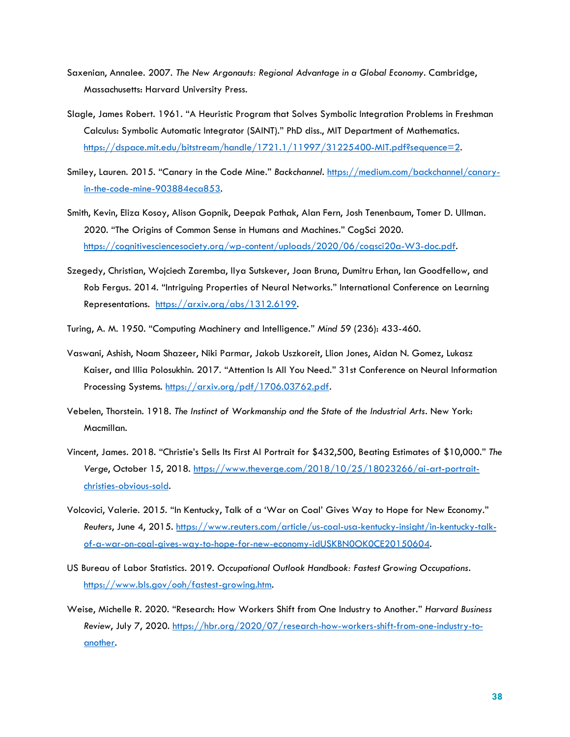Saxenian, Annalee. 2007. *The New Argonauts: Regional Advantage in a Global Economy*. Cambridge, Massachusetts: Harvard University Press.

Slagle, James Robert. 1961. "A Heuristic Program that Solves Symbolic Integration Problems in Freshman Calculus: Symbolic Automatic Integrator (SAINT)." PhD diss., MIT Department of Mathematics. https://dspace.mit.edu/bitstream/handle/1721.1/11997/31225400-MIT.pdf?sequence=2.

Smiley, Lauren. 2015. "Canary in the Code Mine." *Backchannel*. https://medium.com/backchannel/canary-in-the-code-mine-903884eca853.

Smith, Kevin, Eliza Kosoy, Alison Gopnik, Deepak Pathak, Alan Fern, Josh Tenenbaum, Tomer D. Ullman. 2020. "The Origins of Common Sense in Humans and Machines." CogSci 2020. https://cognitivesciencesociety.org/wp-content/uploads/2020/06/cogsci20a-W3-doc.pdf.

Szegedy, Christian, Wojciech Zaremba, Ilya Sutskever, Joan Bruna, Dumitru Erhan, Ian Goodfellow, and Rob Fergus. 2014. "Intriguing Properties of Neural Networks." International Conference on Learning Representations. https://arxiv.org/abs/1312.6199.

Turing, A. M. 1950. "Computing Machinery and Intelligence." *Mind* 59 (236): 433-460.

Vaswani, Ashish, Noam Shazeer, Niki Parmar, Jakob Uszkoreit, Llion Jones, Aidan N. Gomez, Lukasz Kaiser, and Illia Polosukhin. 2017. "Attention Is All You Need." 31st Conference on Neural Information Processing Systems. https://arxiv.org/pdf/1706.03762.pdf.

Vebelen, Thorstein. 1918. *The Instinct of Workmanship and the State of the Industrial Arts*. New York: Macmillan.

Vincent, James. 2018. "Christie's Sells Its First AI Portrait for $432,500, Beating Estimates of $10,000." *The Verge*, October 15, 2018. https://www.theverge.com/2018/10/25/18023266/ai-art-portrait-christies-obvious-sold.

Volcovici, Valerie. 2015. "In Kentucky, Talk of a 'War on Coal' Gives Way to Hope for New Economy." *Reuters*, June 4, 2015. https://www.reuters.com/article/us-coal-usa-kentucky-insight/in-kentucky-talk-of-a-war-on-coal-gives-way-to-hope-for-new-economy-idUSKBN0OK0CE20150604.

US Bureau of Labor Statistics. 2019. *Occupational Outlook Handbook: Fastest Growing Occupations*. https://www.bls.gov/ooh/fastest-growing.htm.

Weise, Michelle R. 2020. "Research: How Workers Shift from One Industry to Another." *Harvard Business Review*, July 7, 2020. https://hbr.org/2020/07/research-how-workers-shift-from-one-industry-to-another.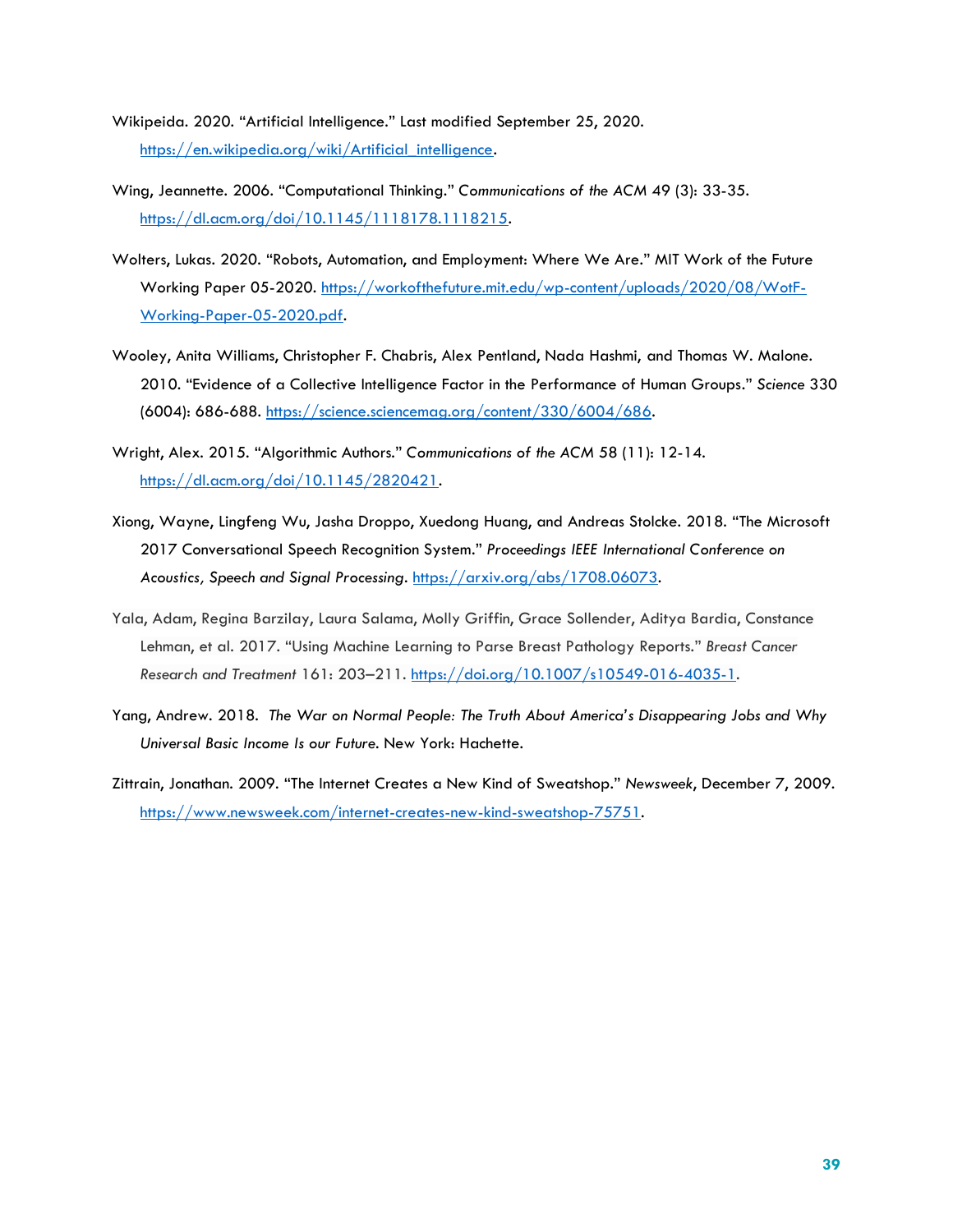Wikipeida. 2020. "Artificial Intelligence." Last modified September 25, 2020. https://en.wikipedia.org/wiki/Artificial_intelligence.

Wing, Jeannette. 2006. "Computational Thinking." *Communications of the ACM* 49 (3): 33-35. https://dl.acm.org/doi/10.1145/1118178.1118215.

Wolters, Lukas. 2020. "Robots, Automation, and Employment: Where We Are." MIT Work of the Future Working Paper 05-2020. https://workofthefuture.mit.edu/wp-content/uploads/2020/08/WotF-Working-Paper-05-2020.pdf.

Wooley, Anita Williams, Christopher F. Chabris, Alex Pentland, Nada Hashmi, and Thomas W. Malone. 2010. "Evidence of a Collective Intelligence Factor in the Performance of Human Groups." *Science* 330 (6004): 686-688. https://science.sciencemag.org/content/330/6004/686.

Wright, Alex. 2015. "Algorithmic Authors." *Communications of the ACM* 58 (11): 12-14. https://dl.acm.org/doi/10.1145/2820421.

Xiong, Wayne, Lingfeng Wu, Jasha Droppo, Xuedong Huang, and Andreas Stolcke. 2018. "The Microsoft 2017 Conversational Speech Recognition System." *Proceedings IEEE International Conference on Acoustics, Speech and Signal Processing*. https://arxiv.org/abs/1708.06073.

Yala, Adam, Regina Barzilay, Laura Salama, Molly Griffin, Grace Sollender, Aditya Bardia, Constance Lehman, et al. 2017. "Using Machine Learning to Parse Breast Pathology Reports." *Breast Cancer Research and Treatment* 161: 203–211. https://doi.org/10.1007/s10549-016-4035-1.

Yang, Andrew. 2018. *The War on Normal People: The Truth About America's Disappearing Jobs and Why Universal Basic Income Is our Future*. New York: Hachette.

Zittrain, Jonathan. 2009. "The Internet Creates a New Kind of Sweatshop." *Newsweek*, December 7, 2009. https://www.newsweek.com/internet-creates-new-kind-sweatshop-75751.